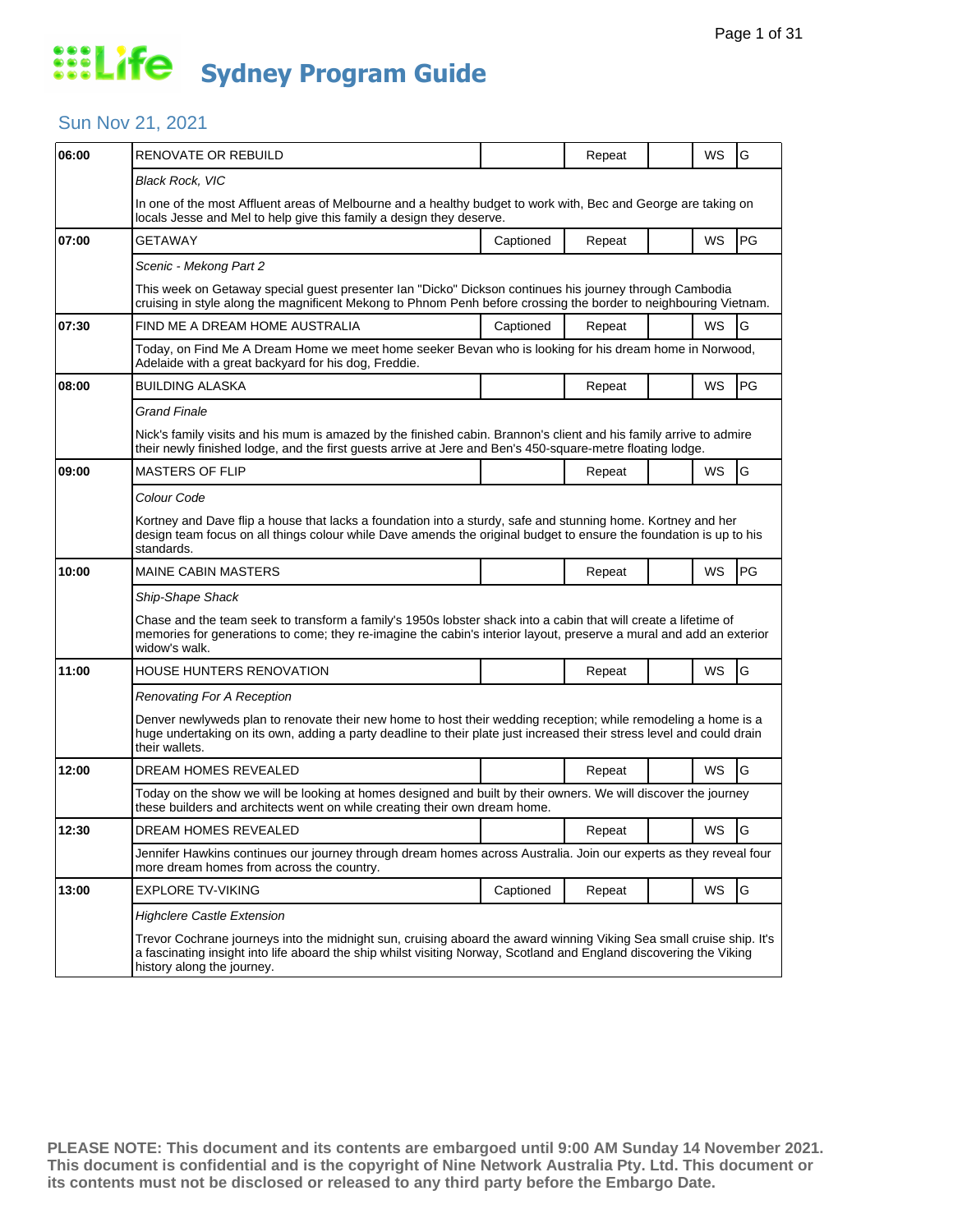# Life Sydney Program Guide

## Sun Nov 21, 2021

| Time | Program | Captioned | Repeat | | WS | Rating |
|---|---|---|---|---|---|---|
| 06:00 | RENOVATE OR REBUILD | | Repeat | | WS | G |
| | *Black Rock, VIC* | | | | | |
| | In one of the most Affluent areas of Melbourne and a healthy budget to work with, Bec and George are taking on locals Jesse and Mel to help give this family a design they deserve. | | | | | |
| 07:00 | GETAWAY | Captioned | Repeat | | WS | PG |
| | *Scenic - Mekong Part 2* | | | | | |
| | This week on Getaway special guest presenter Ian "Dicko" Dickson continues his journey through Cambodia cruising in style along the magnificent Mekong to Phnom Penh before crossing the border to neighbouring Vietnam. | | | | | |
| 07:30 | FIND ME A DREAM HOME AUSTRALIA | Captioned | Repeat | | WS | G |
| | Today, on Find Me A Dream Home we meet home seeker Bevan who is looking for his dream home in Norwood, Adelaide with a great backyard for his dog, Freddie. | | | | | |
| 08:00 | BUILDING ALASKA | | Repeat | | WS | PG |
| | *Grand Finale* | | | | | |
| | Nick's family visits and his mum is amazed by the finished cabin. Brannon's client and his family arrive to admire their newly finished lodge, and the first guests arrive at Jere and Ben's 450-square-metre floating lodge. | | | | | |
| 09:00 | MASTERS OF FLIP | | Repeat | | WS | G |
| | *Colour Code* | | | | | |
| | Kortney and Dave flip a house that lacks a foundation into a sturdy, safe and stunning home. Kortney and her design team focus on all things colour while Dave amends the original budget to ensure the foundation is up to his standards. | | | | | |
| 10:00 | MAINE CABIN MASTERS | | Repeat | | WS | PG |
| | *Ship-Shape Shack* | | | | | |
| | Chase and the team seek to transform a family's 1950s lobster shack into a cabin that will create a lifetime of memories for generations to come; they re-imagine the cabin's interior layout, preserve a mural and add an exterior widow's walk. | | | | | |
| 11:00 | HOUSE HUNTERS RENOVATION | | Repeat | | WS | G |
| | *Renovating For A Reception* | | | | | |
| | Denver newlyweds plan to renovate their new home to host their wedding reception; while remodeling a home is a huge undertaking on its own, adding a party deadline to their plate just increased their stress level and could drain their wallets. | | | | | |
| 12:00 | DREAM HOMES REVEALED | | Repeat | | WS | G |
| | Today on the show we will be looking at homes designed and built by their owners. We will discover the journey these builders and architects went on while creating their own dream home. | | | | | |
| 12:30 | DREAM HOMES REVEALED | | Repeat | | WS | G |
| | Jennifer Hawkins continues our journey through dream homes across Australia. Join our experts as they reveal four more dream homes from across the country. | | | | | |
| 13:00 | EXPLORE TV-VIKING | Captioned | Repeat | | WS | G |
| | *Highclere Castle Extension* | | | | | |
| | Trevor Cochrane journeys into the midnight sun, cruising aboard the award winning Viking Sea small cruise ship. It's a fascinating insight into life aboard the ship whilst visiting Norway, Scotland and England discovering the Viking history along the journey. | | | | | |

**PLEASE NOTE: This document and its contents are embargoed until 9:00 AM Sunday 14 November 2021. This document is confidential and is the copyright of Nine Network Australia Pty. Ltd. This document or its contents must not be disclosed or released to any third party before the Embargo Date.**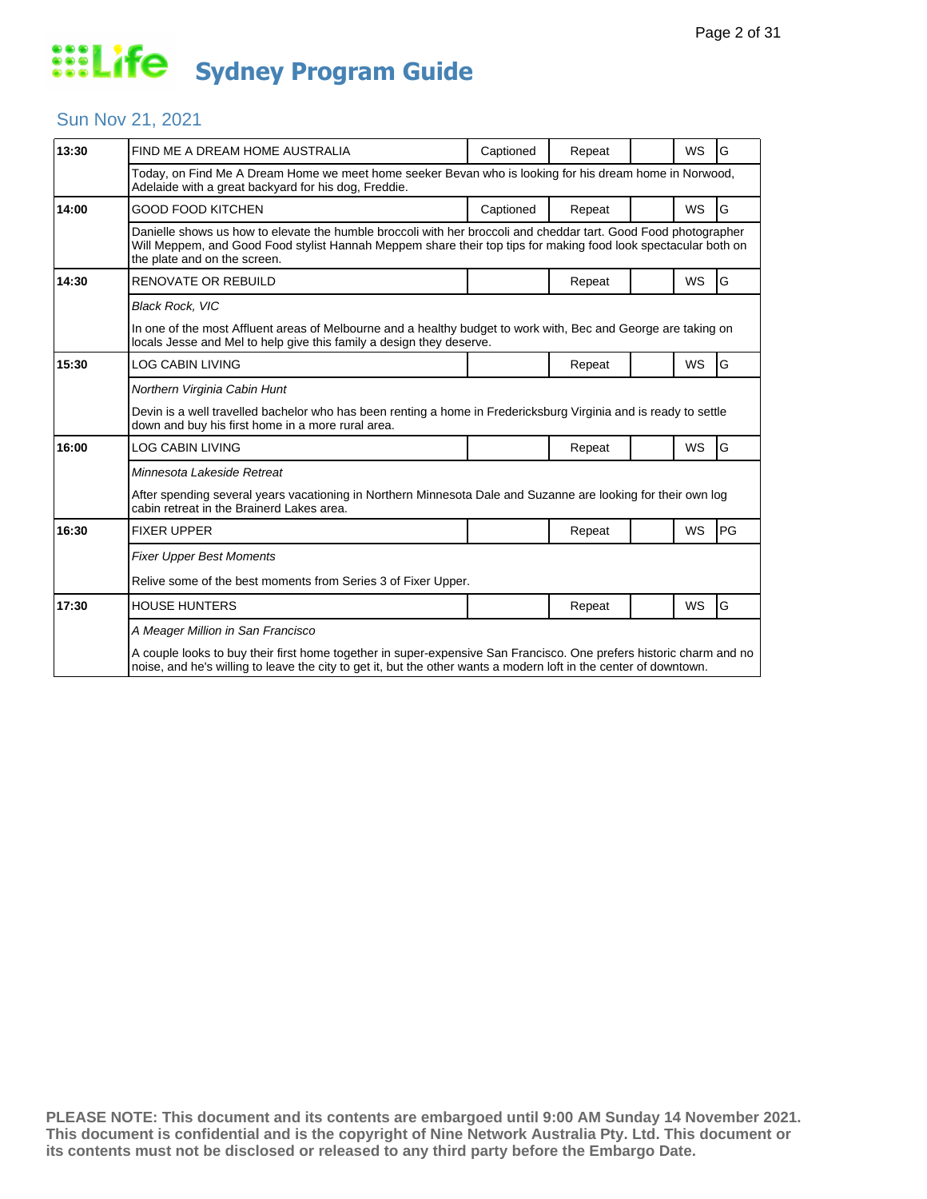# Life Sydney Program Guide

## Sun Nov 21, 2021

| Time | Program | Captioned | Repeat | | WS | Rating |
|---|---|---|---|---|---|---|
| 13:30 | FIND ME A DREAM HOME AUSTRALIA | Captioned | Repeat | | WS | G |
| | Today, on Find Me A Dream Home we meet home seeker Bevan who is looking for his dream home in Norwood, Adelaide with a great backyard for his dog, Freddie. | | | | | |
| 14:00 | GOOD FOOD KITCHEN | Captioned | Repeat | | WS | G |
| | Danielle shows us how to elevate the humble broccoli with her broccoli and cheddar tart. Good Food photographer Will Meppem, and Good Food stylist Hannah Meppem share their top tips for making food look spectacular both on the plate and on the screen. | | | | | |
| 14:30 | RENOVATE OR REBUILD | | Repeat | | WS | G |
| | *Black Rock, VIC*<br>In one of the most Affluent areas of Melbourne and a healthy budget to work with, Bec and George are taking on locals Jesse and Mel to help give this family a design they deserve. | | | | | |
| 15:30 | LOG CABIN LIVING | | Repeat | | WS | G |
| | *Northern Virginia Cabin Hunt*<br>Devin is a well travelled bachelor who has been renting a home in Fredericksburg Virginia and is ready to settle down and buy his first home in a more rural area. | | | | | |
| 16:00 | LOG CABIN LIVING | | Repeat | | WS | G |
| | *Minnesota Lakeside Retreat*<br>After spending several years vacationing in Northern Minnesota Dale and Suzanne are looking for their own log cabin retreat in the Brainerd Lakes area. | | | | | |
| 16:30 | FIXER UPPER | | Repeat | | WS | PG |
| | *Fixer Upper Best Moments*<br>Relive some of the best moments from Series 3 of Fixer Upper. | | | | | |
| 17:30 | HOUSE HUNTERS | | Repeat | | WS | G |
| | *A Meager Million in San Francisco*<br>A couple looks to buy their first home together in super-expensive San Francisco. One prefers historic charm and no noise, and he's willing to leave the city to get it, but the other wants a modern loft in the center of downtown. | | | | | |

**PLEASE NOTE: This document and its contents are embargoed until 9:00 AM Sunday 14 November 2021. This document is confidential and is the copyright of Nine Network Australia Pty. Ltd. This document or its contents must not be disclosed or released to any third party before the Embargo Date.**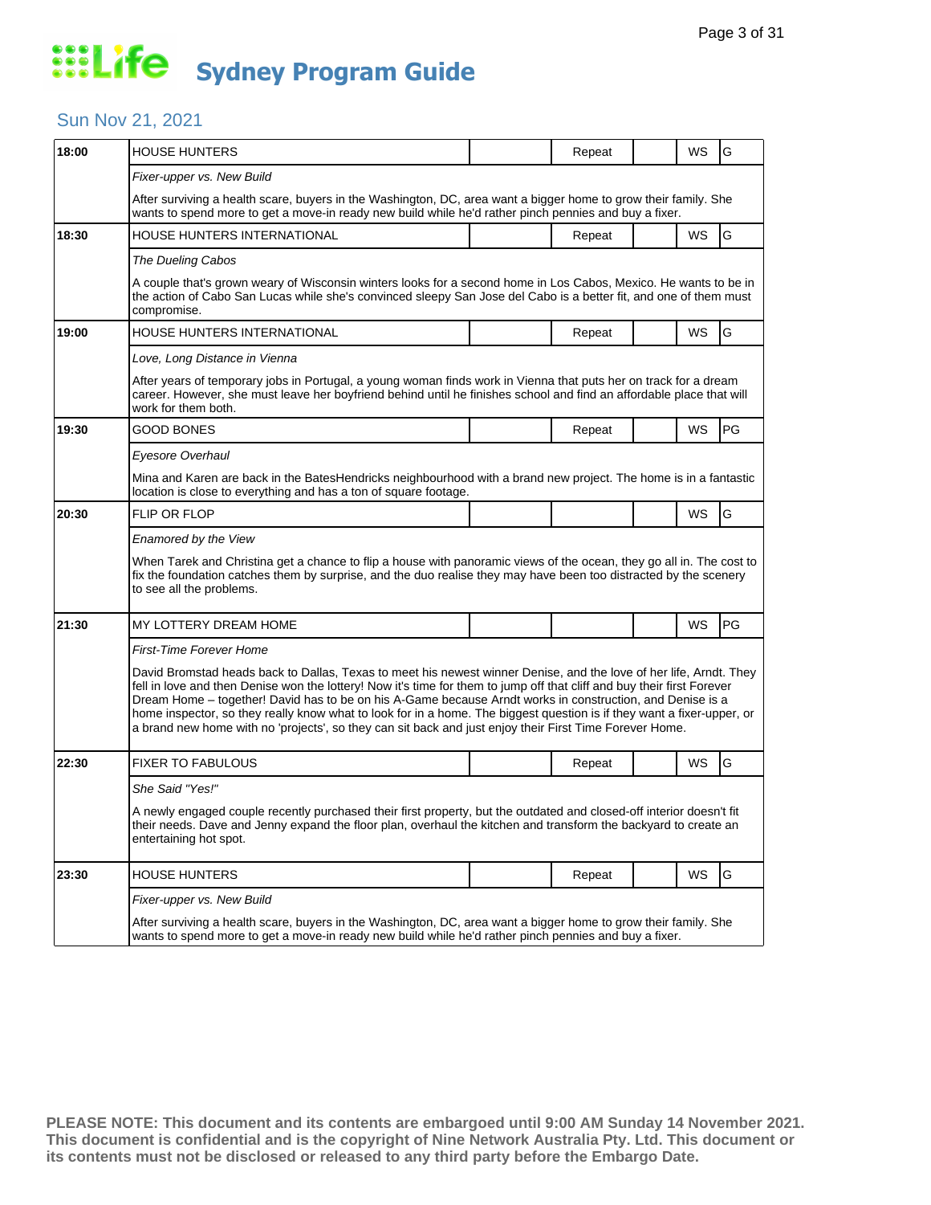# Life Sydney Program Guide

## Sun Nov 21, 2021

| Time | Program | | Repeat | | WS | Rating |
|---|---|---|---|---|---|---|
| 18:00 | HOUSE HUNTERS | | Repeat | | WS | G |
| | *Fixer-upper vs. New Build* | | | | | |
| | After surviving a health scare, buyers in the Washington, DC, area want a bigger home to grow their family. She wants to spend more to get a move-in ready new build while he'd rather pinch pennies and buy a fixer. | | | | | |
| 18:30 | HOUSE HUNTERS INTERNATIONAL | | Repeat | | WS | G |
| | *The Dueling Cabos* | | | | | |
| | A couple that's grown weary of Wisconsin winters looks for a second home in Los Cabos, Mexico. He wants to be in the action of Cabo San Lucas while she's convinced sleepy San Jose del Cabo is a better fit, and one of them must compromise. | | | | | |
| 19:00 | HOUSE HUNTERS INTERNATIONAL | | Repeat | | WS | G |
| | *Love, Long Distance in Vienna* | | | | | |
| | After years of temporary jobs in Portugal, a young woman finds work in Vienna that puts her on track for a dream career. However, she must leave her boyfriend behind until he finishes school and find an affordable place that will work for them both. | | | | | |
| 19:30 | GOOD BONES | | Repeat | | WS | PG |
| | *Eyesore Overhaul* | | | | | |
| | Mina and Karen are back in the BatesHendricks neighbourhood with a brand new project. The home is in a fantastic location is close to everything and has a ton of square footage. | | | | | |
| 20:30 | FLIP OR FLOP | | | | WS | G |
| | *Enamored by the View* | | | | | |
| | When Tarek and Christina get a chance to flip a house with panoramic views of the ocean, they go all in. The cost to fix the foundation catches them by surprise, and the duo realise they may have been too distracted by the scenery to see all the problems. | | | | | |
| 21:30 | MY LOTTERY DREAM HOME | | | | WS | PG |
| | *First-Time Forever Home* | | | | | |
| | David Bromstad heads back to Dallas, Texas to meet his newest winner Denise, and the love of her life, Arndt. They fell in love and then Denise won the lottery! Now it's time for them to jump off that cliff and buy their first Forever Dream Home – together! David has to be on his A-Game because Arndt works in construction, and Denise is a home inspector, so they really know what to look for in a home. The biggest question is if they want a fixer-upper, or a brand new home with no 'projects', so they can sit back and just enjoy their First Time Forever Home. | | | | | |
| 22:30 | FIXER TO FABULOUS | | Repeat | | WS | G |
| | *She Said "Yes!"* | | | | | |
| | A newly engaged couple recently purchased their first property, but the outdated and closed-off interior doesn't fit their needs. Dave and Jenny expand the floor plan, overhaul the kitchen and transform the backyard to create an entertaining hot spot. | | | | | |
| 23:30 | HOUSE HUNTERS | | Repeat | | WS | G |
| | *Fixer-upper vs. New Build* | | | | | |
| | After surviving a health scare, buyers in the Washington, DC, area want a bigger home to grow their family. She wants to spend more to get a move-in ready new build while he'd rather pinch pennies and buy a fixer. | | | | | |

**PLEASE NOTE: This document and its contents are embargoed until 9:00 AM Sunday 14 November 2021. This document is confidential and is the copyright of Nine Network Australia Pty. Ltd. This document or its contents must not be disclosed or released to any third party before the Embargo Date.**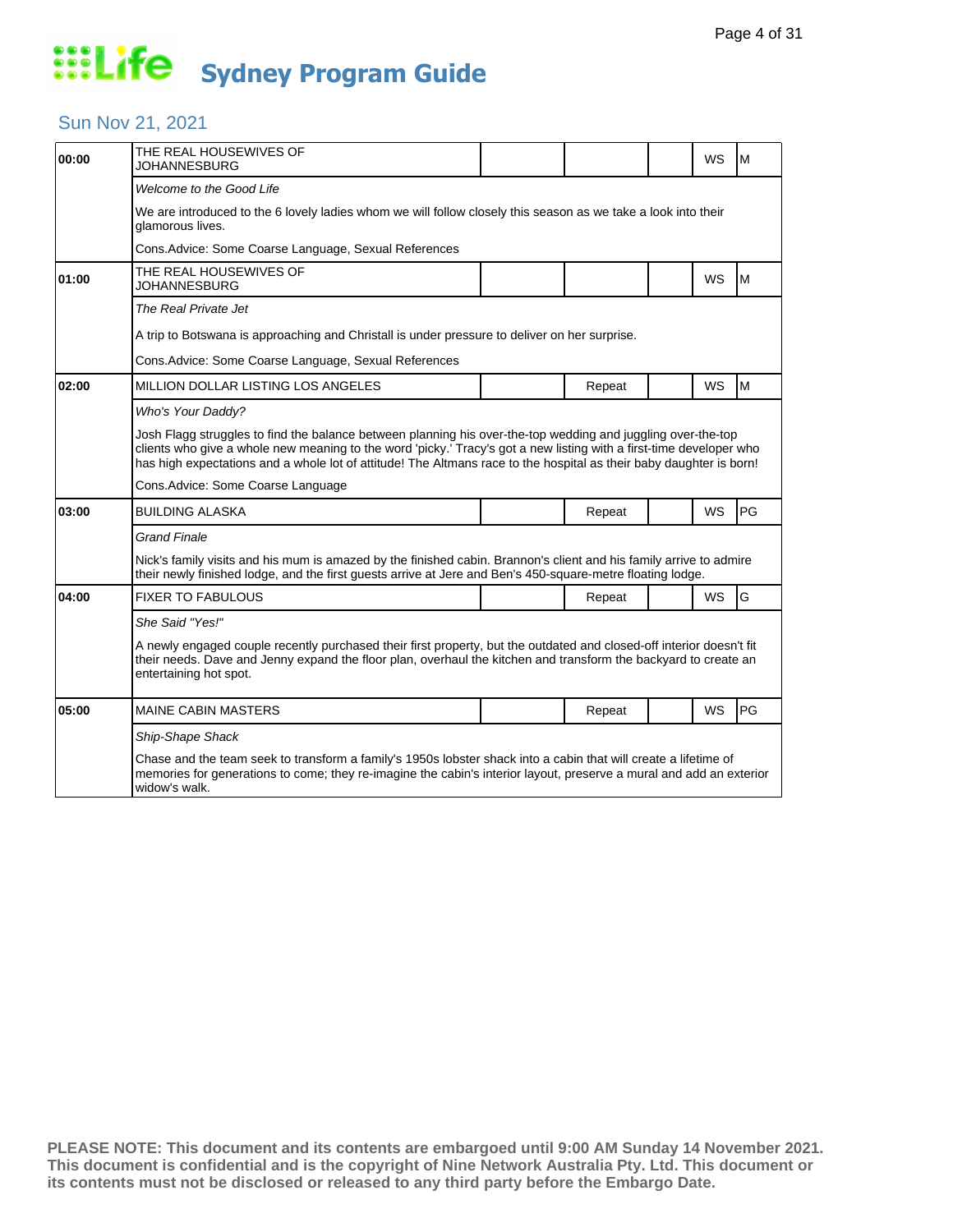# Life Sydney Program Guide

## Sun Nov 21, 2021

| Time | Program | | | | | |
|---|---|---|---|---|---|---|
| 00:00 | THE REAL HOUSEWIVES OF JOHANNESBURG | | | | WS | M |
| | *Welcome to the Good Life* | | | | | |
| | We are introduced to the 6 lovely ladies whom we will follow closely this season as we take a look into their glamorous lives. | | | | | |
| | Cons.Advice: Some Coarse Language, Sexual References | | | | | |
| 01:00 | THE REAL HOUSEWIVES OF JOHANNESBURG | | | | WS | M |
| | *The Real Private Jet* | | | | | |
| | A trip to Botswana is approaching and Christall is under pressure to deliver on her surprise. | | | | | |
| | Cons.Advice: Some Coarse Language, Sexual References | | | | | |
| 02:00 | MILLION DOLLAR LISTING LOS ANGELES | | Repeat | | WS | M |
| | *Who's Your Daddy?* | | | | | |
| | Josh Flagg struggles to find the balance between planning his over-the-top wedding and juggling over-the-top clients who give a whole new meaning to the word 'picky.' Tracy's got a new listing with a first-time developer who has high expectations and a whole lot of attitude! The Altmans race to the hospital as their baby daughter is born! | | | | | |
| | Cons.Advice: Some Coarse Language | | | | | |
| 03:00 | BUILDING ALASKA | | Repeat | | WS | PG |
| | *Grand Finale* | | | | | |
| | Nick's family visits and his mum is amazed by the finished cabin. Brannon's client and his family arrive to admire their newly finished lodge, and the first guests arrive at Jere and Ben's 450-square-metre floating lodge. | | | | | |
| 04:00 | FIXER TO FABULOUS | | Repeat | | WS | G |
| | *She Said "Yes!"* | | | | | |
| | A newly engaged couple recently purchased their first property, but the outdated and closed-off interior doesn't fit their needs. Dave and Jenny expand the floor plan, overhaul the kitchen and transform the backyard to create an entertaining hot spot. | | | | | |
| 05:00 | MAINE CABIN MASTERS | | Repeat | | WS | PG |
| | *Ship-Shape Shack* | | | | | |
| | Chase and the team seek to transform a family's 1950s lobster shack into a cabin that will create a lifetime of memories for generations to come; they re-imagine the cabin's interior layout, preserve a mural and add an exterior widow's walk. | | | | | |

**PLEASE NOTE: This document and its contents are embargoed until 9:00 AM Sunday 14 November 2021. This document is confidential and is the copyright of Nine Network Australia Pty. Ltd. This document or its contents must not be disclosed or released to any third party before the Embargo Date.**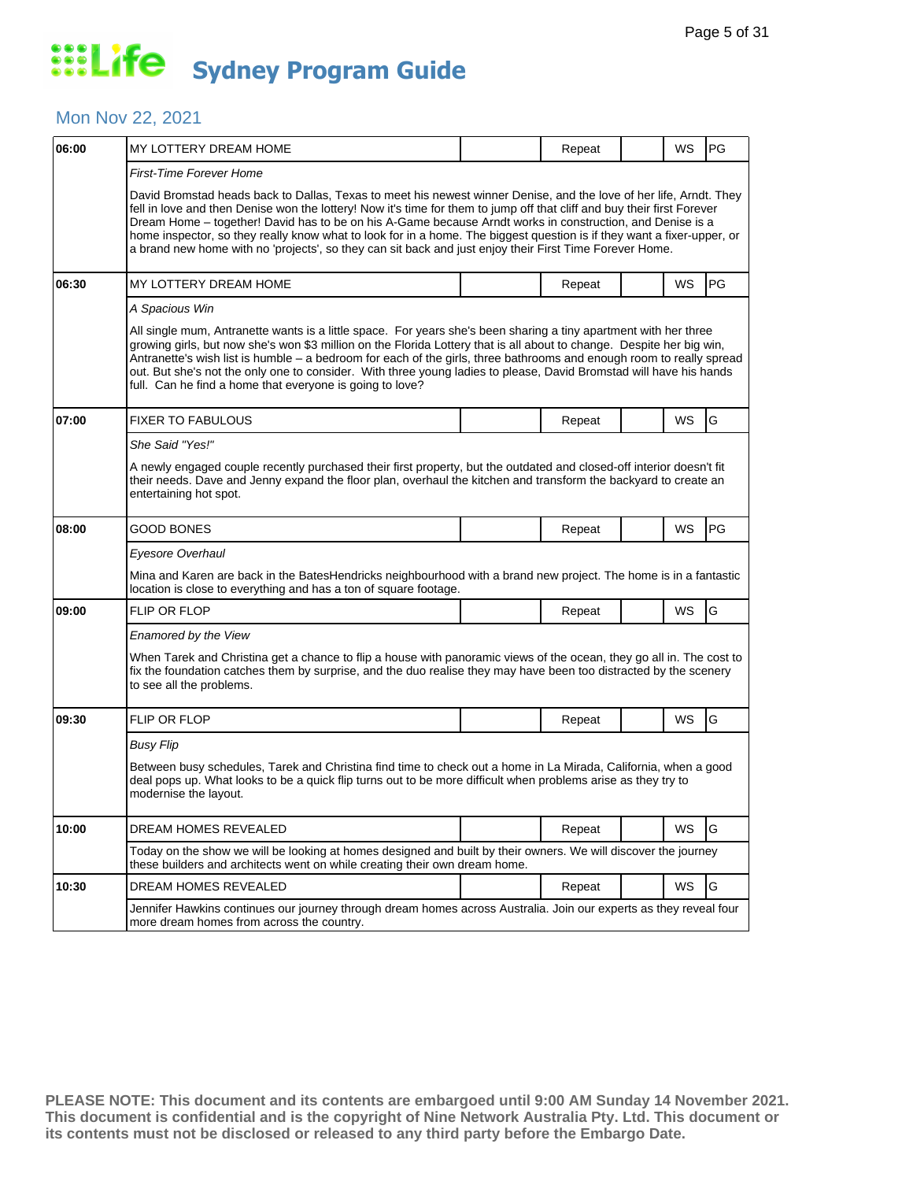# Life Sydney Program Guide

## Mon Nov 22, 2021

| Time | Program | | Status | | Format | Rating |
|---|---|---|---|---|---|---|
| 06:00 | MY LOTTERY DREAM HOME | | Repeat | | WS | PG |

*First-Time Forever Home*

David Bromstad heads back to Dallas, Texas to meet his newest winner Denise, and the love of her life, Arndt. They fell in love and then Denise won the lottery! Now it's time for them to jump off that cliff and buy their first Forever Dream Home – together! David has to be on his A-Game because Arndt works in construction, and Denise is a home inspector, so they really know what to look for in a home. The biggest question is if they want a fixer-upper, or a brand new home with no 'projects', so they can sit back and just enjoy their First Time Forever Home.

| Time | Program | | Status | | Format | Rating |
|---|---|---|---|---|---|---|
| 06:30 | MY LOTTERY DREAM HOME | | Repeat | | WS | PG |

*A Spacious Win*

All single mum, Antranette wants is a little space. For years she's been sharing a tiny apartment with her three growing girls, but now she's won $3 million on the Florida Lottery that is all about to change. Despite her big win, Antranette's wish list is humble – a bedroom for each of the girls, three bathrooms and enough room to really spread out. But she's not the only one to consider. With three young ladies to please, David Bromstad will have his hands full. Can he find a home that everyone is going to love?

| Time | Program | | Status | | Format | Rating |
|---|---|---|---|---|---|---|
| 07:00 | FIXER TO FABULOUS | | Repeat | | WS | G |

*She Said "Yes!"*

A newly engaged couple recently purchased their first property, but the outdated and closed-off interior doesn't fit their needs. Dave and Jenny expand the floor plan, overhaul the kitchen and transform the backyard to create an entertaining hot spot.

| Time | Program | | Status | | Format | Rating |
|---|---|---|---|---|---|---|
| 08:00 | GOOD BONES | | Repeat | | WS | PG |

*Eyesore Overhaul*

Mina and Karen are back in the BatesHendricks neighbourhood with a brand new project. The home is in a fantastic location is close to everything and has a ton of square footage.

| Time | Program | | Status | | Format | Rating |
|---|---|---|---|---|---|---|
| 09:00 | FLIP OR FLOP | | Repeat | | WS | G |

*Enamored by the View*

When Tarek and Christina get a chance to flip a house with panoramic views of the ocean, they go all in. The cost to fix the foundation catches them by surprise, and the duo realise they may have been too distracted by the scenery to see all the problems.

| Time | Program | | Status | | Format | Rating |
|---|---|---|---|---|---|---|
| 09:30 | FLIP OR FLOP | | Repeat | | WS | G |

*Busy Flip*

Between busy schedules, Tarek and Christina find time to check out a home in La Mirada, California, when a good deal pops up. What looks to be a quick flip turns out to be more difficult when problems arise as they try to modernise the layout.

| Time | Program | | Status | | Format | Rating |
|---|---|---|---|---|---|---|
| 10:00 | DREAM HOMES REVEALED | | Repeat | | WS | G |

Today on the show we will be looking at homes designed and built by their owners. We will discover the journey these builders and architects went on while creating their own dream home.

| Time | Program | | Status | | Format | Rating |
|---|---|---|---|---|---|---|
| 10:30 | DREAM HOMES REVEALED | | Repeat | | WS | G |

Jennifer Hawkins continues our journey through dream homes across Australia. Join our experts as they reveal four more dream homes from across the country.

**PLEASE NOTE: This document and its contents are embargoed until 9:00 AM Sunday 14 November 2021. This document is confidential and is the copyright of Nine Network Australia Pty. Ltd. This document or its contents must not be disclosed or released to any third party before the Embargo Date.**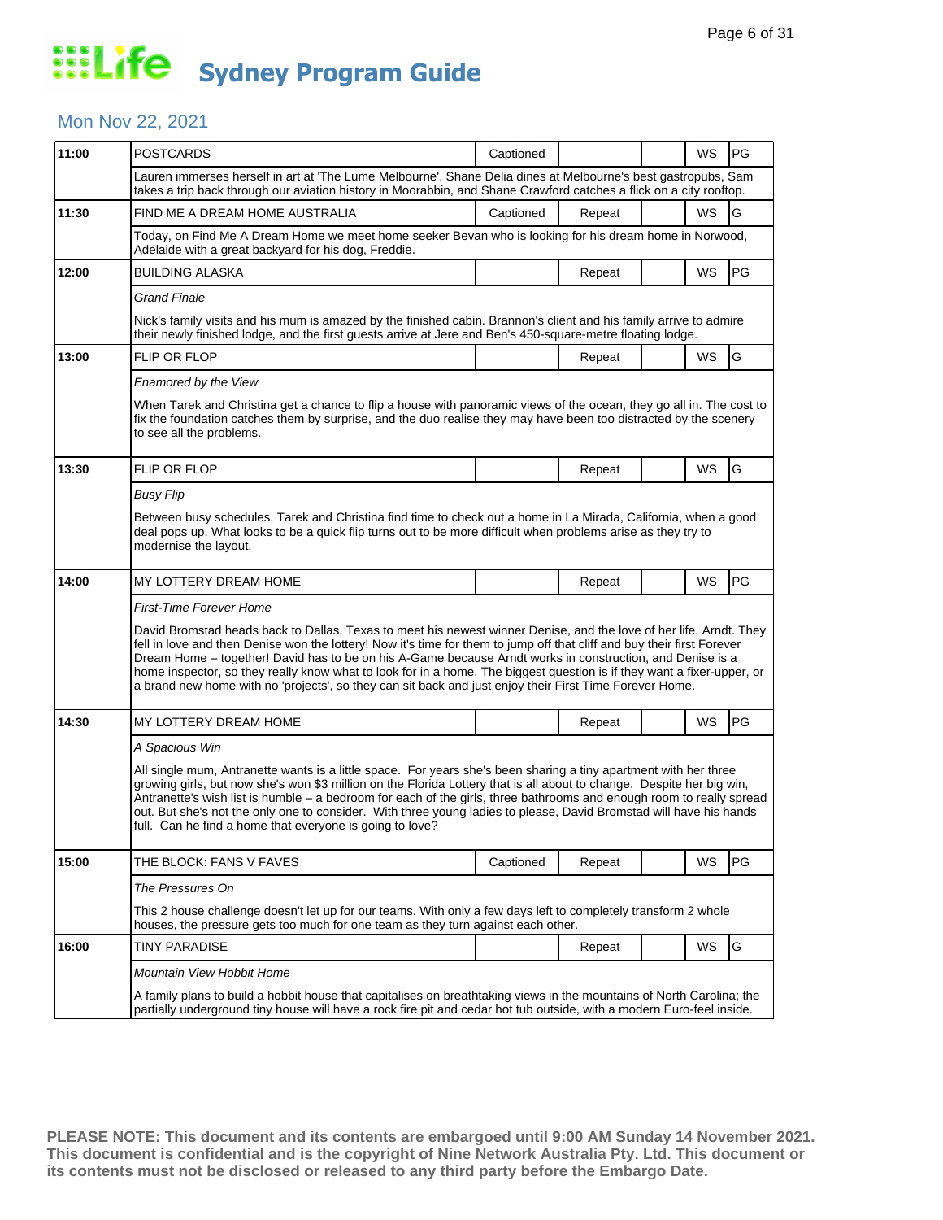# Life Sydney Program Guide

## Mon Nov 22, 2021

| Time | Program | Captioned | Repeat | | WS | Rating |
|---|---|---|---|---|---|---|
| 11:00 | POSTCARDS | Captioned | | | WS | PG |
| | Lauren immerses herself in art at 'The Lume Melbourne', Shane Delia dines at Melbourne's best gastropubs, Sam takes a trip back through our aviation history in Moorabbin, and Shane Crawford catches a flick on a city rooftop. | | | | | |
| 11:30 | FIND ME A DREAM HOME AUSTRALIA | Captioned | Repeat | | WS | G |
| | Today, on Find Me A Dream Home we meet home seeker Bevan who is looking for his dream home in Norwood, Adelaide with a great backyard for his dog, Freddie. | | | | | |
| 12:00 | BUILDING ALASKA | | Repeat | | WS | PG |
| | *Grand Finale* | | | | | |
| | Nick's family visits and his mum is amazed by the finished cabin. Brannon's client and his family arrive to admire their newly finished lodge, and the first guests arrive at Jere and Ben's 450-square-metre floating lodge. | | | | | |
| 13:00 | FLIP OR FLOP | | Repeat | | WS | G |
| | *Enamored by the View* | | | | | |
| | When Tarek and Christina get a chance to flip a house with panoramic views of the ocean, they go all in. The cost to fix the foundation catches them by surprise, and the duo realise they may have been too distracted by the scenery to see all the problems. | | | | | |
| 13:30 | FLIP OR FLOP | | Repeat | | WS | G |
| | *Busy Flip* | | | | | |
| | Between busy schedules, Tarek and Christina find time to check out a home in La Mirada, California, when a good deal pops up. What looks to be a quick flip turns out to be more difficult when problems arise as they try to modernise the layout. | | | | | |
| 14:00 | MY LOTTERY DREAM HOME | | Repeat | | WS | PG |
| | *First-Time Forever Home* | | | | | |
| | David Bromstad heads back to Dallas, Texas to meet his newest winner Denise, and the love of her life, Arndt. They fell in love and then Denise won the lottery! Now it's time for them to jump off that cliff and buy their first Forever Dream Home – together! David has to be on his A-Game because Arndt works in construction, and Denise is a home inspector, so they really know what to look for in a home. The biggest question is if they want a fixer-upper, or a brand new home with no 'projects', so they can sit back and just enjoy their First Time Forever Home. | | | | | |
| 14:30 | MY LOTTERY DREAM HOME | | Repeat | | WS | PG |
| | *A Spacious Win* | | | | | |
| | All single mum, Antranette wants is a little space. For years she's been sharing a tiny apartment with her three growing girls, but now she's won $3 million on the Florida Lottery that is all about to change. Despite her big win, Antranette's wish list is humble – a bedroom for each of the girls, three bathrooms and enough room to really spread out. But she's not the only one to consider. With three young ladies to please, David Bromstad will have his hands full. Can he find a home that everyone is going to love? | | | | | |
| 15:00 | THE BLOCK: FANS V FAVES | Captioned | Repeat | | WS | PG |
| | *The Pressures On* | | | | | |
| | This 2 house challenge doesn't let up for our teams. With only a few days left to completely transform 2 whole houses, the pressure gets too much for one team as they turn against each other. | | | | | |
| 16:00 | TINY PARADISE | | Repeat | | WS | G |
| | *Mountain View Hobbit Home* | | | | | |
| | A family plans to build a hobbit house that capitalises on breathtaking views in the mountains of North Carolina; the partially underground tiny house will have a rock fire pit and cedar hot tub outside, with a modern Euro-feel inside. | | | | | |

**PLEASE NOTE: This document and its contents are embargoed until 9:00 AM Sunday 14 November 2021. This document is confidential and is the copyright of Nine Network Australia Pty. Ltd. This document or its contents must not be disclosed or released to any third party before the Embargo Date.**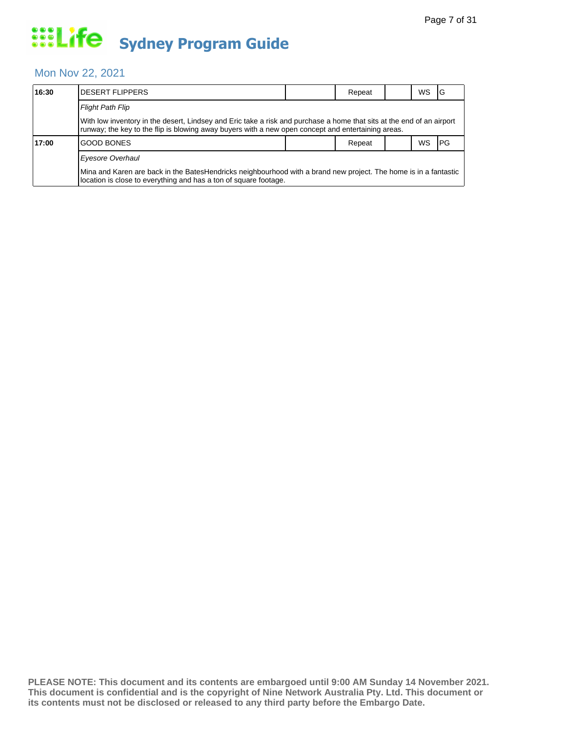# Life Sydney Program Guide

## Mon Nov 22, 2021

| 16:30 | DESERT FLIPPERS | | Repeat | | WS | G |
|---|---|---|---|---|---|---|
| | *Flight Path Flip* | | | | | |
| | With low inventory in the desert, Lindsey and Eric take a risk and purchase a home that sits at the end of an airport runway; the key to the flip is blowing away buyers with a new open concept and entertaining areas. | | | | | |
| **17:00** | GOOD BONES | | Repeat | | WS | PG |
| | *Eyesore Overhaul* | | | | | |
| | Mina and Karen are back in the BatesHendricks neighbourhood with a brand new project. The home is in a fantastic location is close to everything and has a ton of square footage. | | | | | |

**PLEASE NOTE: This document and its contents are embargoed until 9:00 AM Sunday 14 November 2021. This document is confidential and is the copyright of Nine Network Australia Pty. Ltd. This document or its contents must not be disclosed or released to any third party before the Embargo Date.**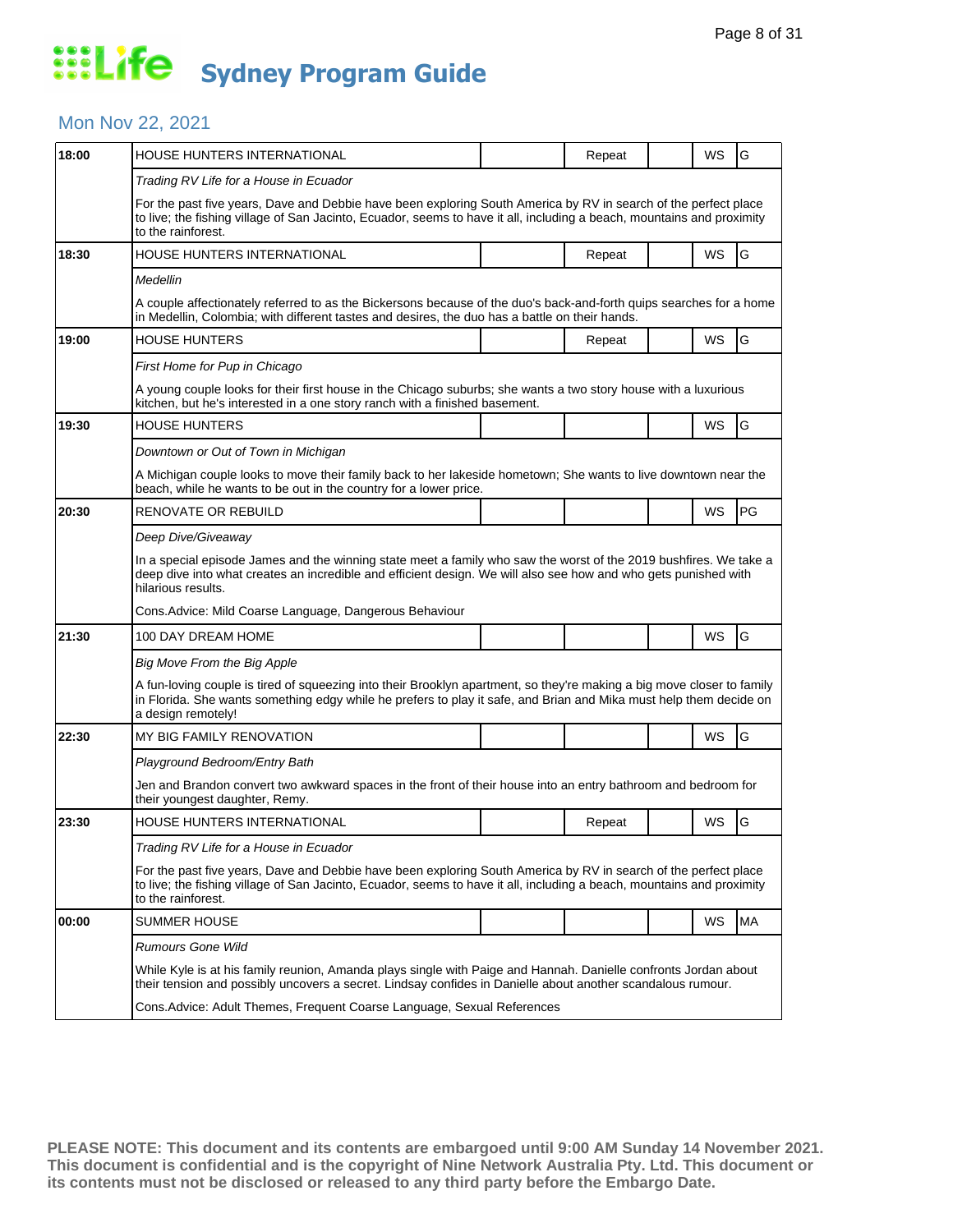# Life Sydney Program Guide

## Mon Nov 22, 2021

| Time | Program | | Repeat | | WS | Rating |
|---|---|---|---|---|---|---|
| **18:00** | HOUSE HUNTERS INTERNATIONAL | | Repeat | | WS | G |
| | *Trading RV Life for a House in Ecuador* | | | | | |
| | For the past five years, Dave and Debbie have been exploring South America by RV in search of the perfect place to live; the fishing village of San Jacinto, Ecuador, seems to have it all, including a beach, mountains and proximity to the rainforest. | | | | | |
| **18:30** | HOUSE HUNTERS INTERNATIONAL | | Repeat | | WS | G |
| | *Medellin* | | | | | |
| | A couple affectionately referred to as the Bickersons because of the duo's back-and-forth quips searches for a home in Medellin, Colombia; with different tastes and desires, the duo has a battle on their hands. | | | | | |
| **19:00** | HOUSE HUNTERS | | Repeat | | WS | G |
| | *First Home for Pup in Chicago* | | | | | |
| | A young couple looks for their first house in the Chicago suburbs; she wants a two story house with a luxurious kitchen, but he's interested in a one story ranch with a finished basement. | | | | | |
| **19:30** | HOUSE HUNTERS | | | | WS | G |
| | *Downtown or Out of Town in Michigan* | | | | | |
| | A Michigan couple looks to move their family back to her lakeside hometown; She wants to live downtown near the beach, while he wants to be out in the country for a lower price. | | | | | |
| **20:30** | RENOVATE OR REBUILD | | | | WS | PG |
| | *Deep Dive/Giveaway* | | | | | |
| | In a special episode James and the winning state meet a family who saw the worst of the 2019 bushfires. We take a deep dive into what creates an incredible and efficient design. We will also see how and who gets punished with hilarious results. | | | | | |
| | Cons.Advice: Mild Coarse Language, Dangerous Behaviour | | | | | |
| **21:30** | 100 DAY DREAM HOME | | | | WS | G |
| | *Big Move From the Big Apple* | | | | | |
| | A fun-loving couple is tired of squeezing into their Brooklyn apartment, so they're making a big move closer to family in Florida. She wants something edgy while he prefers to play it safe, and Brian and Mika must help them decide on a design remotely! | | | | | |
| **22:30** | MY BIG FAMILY RENOVATION | | | | WS | G |
| | *Playground Bedroom/Entry Bath* | | | | | |
| | Jen and Brandon convert two awkward spaces in the front of their house into an entry bathroom and bedroom for their youngest daughter, Remy. | | | | | |
| **23:30** | HOUSE HUNTERS INTERNATIONAL | | Repeat | | WS | G |
| | *Trading RV Life for a House in Ecuador* | | | | | |
| | For the past five years, Dave and Debbie have been exploring South America by RV in search of the perfect place to live; the fishing village of San Jacinto, Ecuador, seems to have it all, including a beach, mountains and proximity to the rainforest. | | | | | |
| **00:00** | SUMMER HOUSE | | | | WS | MA |
| | *Rumours Gone Wild* | | | | | |
| | While Kyle is at his family reunion, Amanda plays single with Paige and Hannah. Danielle confronts Jordan about their tension and possibly uncovers a secret. Lindsay confides in Danielle about another scandalous rumour. | | | | | |
| | Cons.Advice: Adult Themes, Frequent Coarse Language, Sexual References | | | | | |

**PLEASE NOTE: This document and its contents are embargoed until 9:00 AM Sunday 14 November 2021. This document is confidential and is the copyright of Nine Network Australia Pty. Ltd. This document or its contents must not be disclosed or released to any third party before the Embargo Date.**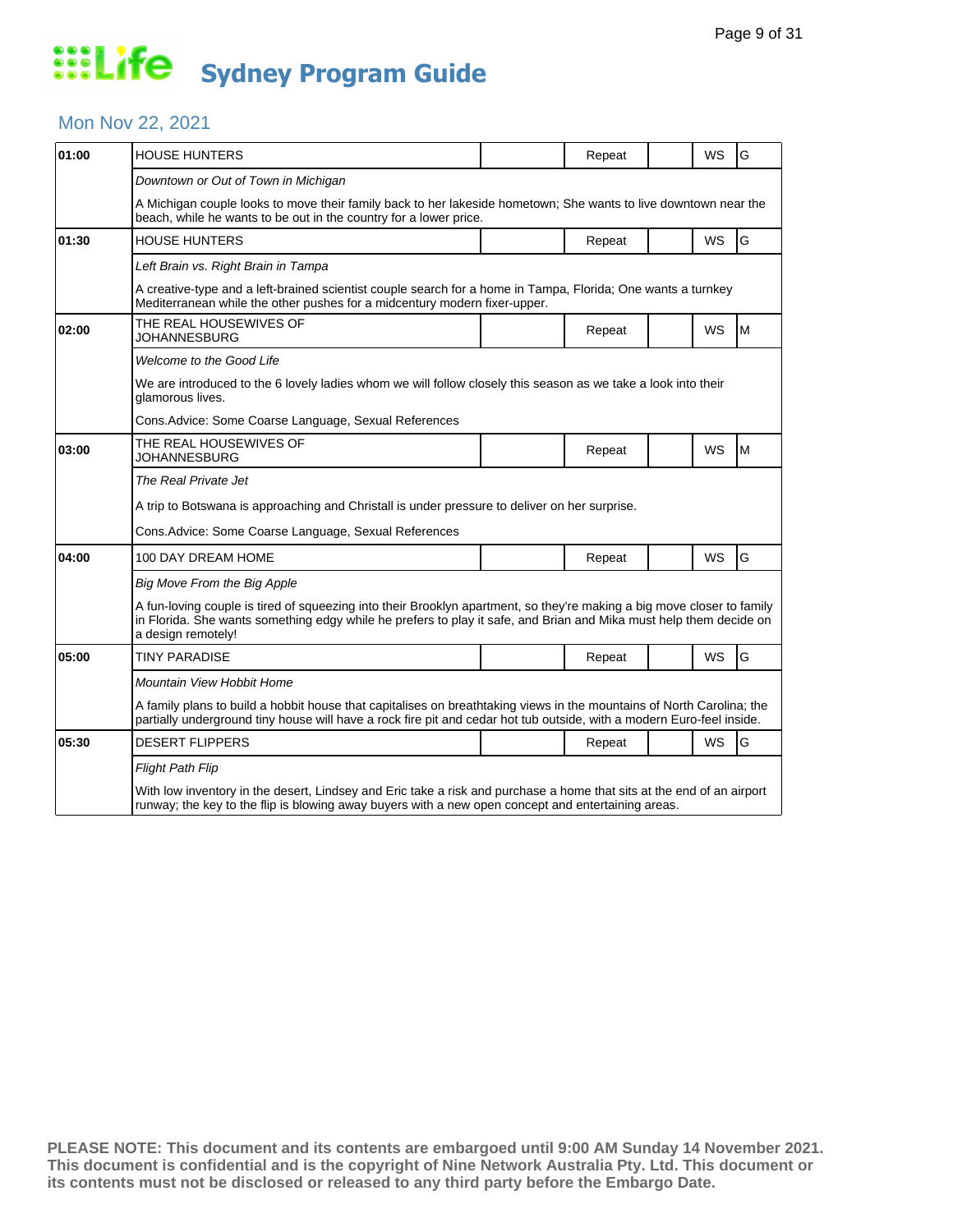# Life Sydney Program Guide

## Mon Nov 22, 2021

| Time | Program | | Status | | Format | Rating |
|---|---|---|---|---|---|---|
| 01:00 | HOUSE HUNTERS | | Repeat | | WS | G |
| | *Downtown or Out of Town in Michigan* | | | | | |
| | A Michigan couple looks to move their family back to her lakeside hometown; She wants to live downtown near the beach, while he wants to be out in the country for a lower price. | | | | | |
| 01:30 | HOUSE HUNTERS | | Repeat | | WS | G |
| | *Left Brain vs. Right Brain in Tampa* | | | | | |
| | A creative-type and a left-brained scientist couple search for a home in Tampa, Florida; One wants a turnkey Mediterranean while the other pushes for a midcentury modern fixer-upper. | | | | | |
| 02:00 | THE REAL HOUSEWIVES OF JOHANNESBURG | | Repeat | | WS | M |
| | *Welcome to the Good Life* | | | | | |
| | We are introduced to the 6 lovely ladies whom we will follow closely this season as we take a look into their glamorous lives. | | | | | |
| | Cons.Advice: Some Coarse Language, Sexual References | | | | | |
| 03:00 | THE REAL HOUSEWIVES OF JOHANNESBURG | | Repeat | | WS | M |
| | *The Real Private Jet* | | | | | |
| | A trip to Botswana is approaching and Christall is under pressure to deliver on her surprise. | | | | | |
| | Cons.Advice: Some Coarse Language, Sexual References | | | | | |
| 04:00 | 100 DAY DREAM HOME | | Repeat | | WS | G |
| | *Big Move From the Big Apple* | | | | | |
| | A fun-loving couple is tired of squeezing into their Brooklyn apartment, so they're making a big move closer to family in Florida. She wants something edgy while he prefers to play it safe, and Brian and Mika must help them decide on a design remotely! | | | | | |
| 05:00 | TINY PARADISE | | Repeat | | WS | G |
| | *Mountain View Hobbit Home* | | | | | |
| | A family plans to build a hobbit house that capitalises on breathtaking views in the mountains of North Carolina; the partially underground tiny house will have a rock fire pit and cedar hot tub outside, with a modern Euro-feel inside. | | | | | |
| 05:30 | DESERT FLIPPERS | | Repeat | | WS | G |
| | *Flight Path Flip* | | | | | |
| | With low inventory in the desert, Lindsey and Eric take a risk and purchase a home that sits at the end of an airport runway; the key to the flip is blowing away buyers with a new open concept and entertaining areas. | | | | | |

**PLEASE NOTE: This document and its contents are embargoed until 9:00 AM Sunday 14 November 2021. This document is confidential and is the copyright of Nine Network Australia Pty. Ltd. This document or its contents must not be disclosed or released to any third party before the Embargo Date.**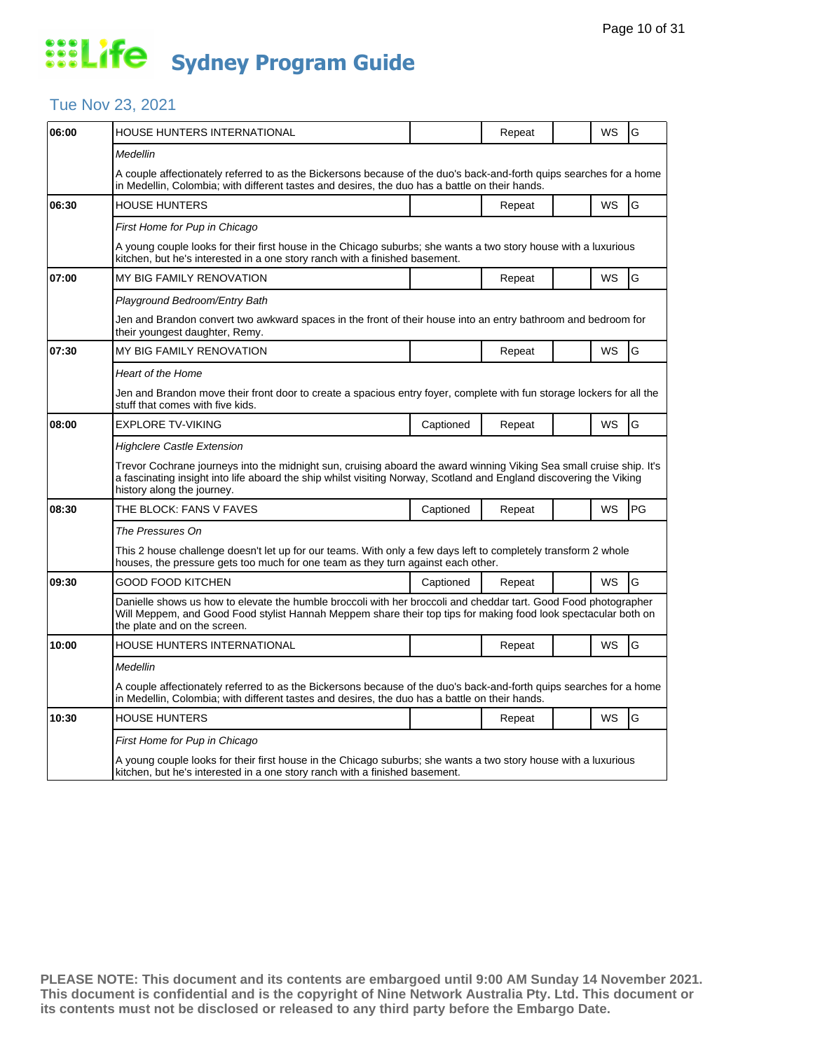# Life Sydney Program Guide

## Tue Nov 23, 2021

| Time | Program | Captioned | Repeat | | WS | Rating |
|---|---|---|---|---|---|---|
| 06:00 | HOUSE HUNTERS INTERNATIONAL | | Repeat | | WS | G |
| | *Medellin* | | | | | |
| | A couple affectionately referred to as the Bickersons because of the duo's back-and-forth quips searches for a home in Medellin, Colombia; with different tastes and desires, the duo has a battle on their hands. | | | | | |
| 06:30 | HOUSE HUNTERS | | Repeat | | WS | G |
| | *First Home for Pup in Chicago* | | | | | |
| | A young couple looks for their first house in the Chicago suburbs; she wants a two story house with a luxurious kitchen, but he's interested in a one story ranch with a finished basement. | | | | | |
| 07:00 | MY BIG FAMILY RENOVATION | | Repeat | | WS | G |
| | *Playground Bedroom/Entry Bath* | | | | | |
| | Jen and Brandon convert two awkward spaces in the front of their house into an entry bathroom and bedroom for their youngest daughter, Remy. | | | | | |
| 07:30 | MY BIG FAMILY RENOVATION | | Repeat | | WS | G |
| | *Heart of the Home* | | | | | |
| | Jen and Brandon move their front door to create a spacious entry foyer, complete with fun storage lockers for all the stuff that comes with five kids. | | | | | |
| 08:00 | EXPLORE TV-VIKING | Captioned | Repeat | | WS | G |
| | *Highclere Castle Extension* | | | | | |
| | Trevor Cochrane journeys into the midnight sun, cruising aboard the award winning Viking Sea small cruise ship. It's a fascinating insight into life aboard the ship whilst visiting Norway, Scotland and England discovering the Viking history along the journey. | | | | | |
| 08:30 | THE BLOCK: FANS V FAVES | Captioned | Repeat | | WS | PG |
| | *The Pressures On* | | | | | |
| | This 2 house challenge doesn't let up for our teams. With only a few days left to completely transform 2 whole houses, the pressure gets too much for one team as they turn against each other. | | | | | |
| 09:30 | GOOD FOOD KITCHEN | Captioned | Repeat | | WS | G |
| | Danielle shows us how to elevate the humble broccoli with her broccoli and cheddar tart. Good Food photographer Will Meppem, and Good Food stylist Hannah Meppem share their top tips for making food look spectacular both on the plate and on the screen. | | | | | |
| 10:00 | HOUSE HUNTERS INTERNATIONAL | | Repeat | | WS | G |
| | *Medellin* | | | | | |
| | A couple affectionately referred to as the Bickersons because of the duo's back-and-forth quips searches for a home in Medellin, Colombia; with different tastes and desires, the duo has a battle on their hands. | | | | | |
| 10:30 | HOUSE HUNTERS | | Repeat | | WS | G |
| | *First Home for Pup in Chicago* | | | | | |
| | A young couple looks for their first house in the Chicago suburbs; she wants a two story house with a luxurious kitchen, but he's interested in a one story ranch with a finished basement. | | | | | |

**PLEASE NOTE: This document and its contents are embargoed until 9:00 AM Sunday 14 November 2021. This document is confidential and is the copyright of Nine Network Australia Pty. Ltd. This document or its contents must not be disclosed or released to any third party before the Embargo Date.**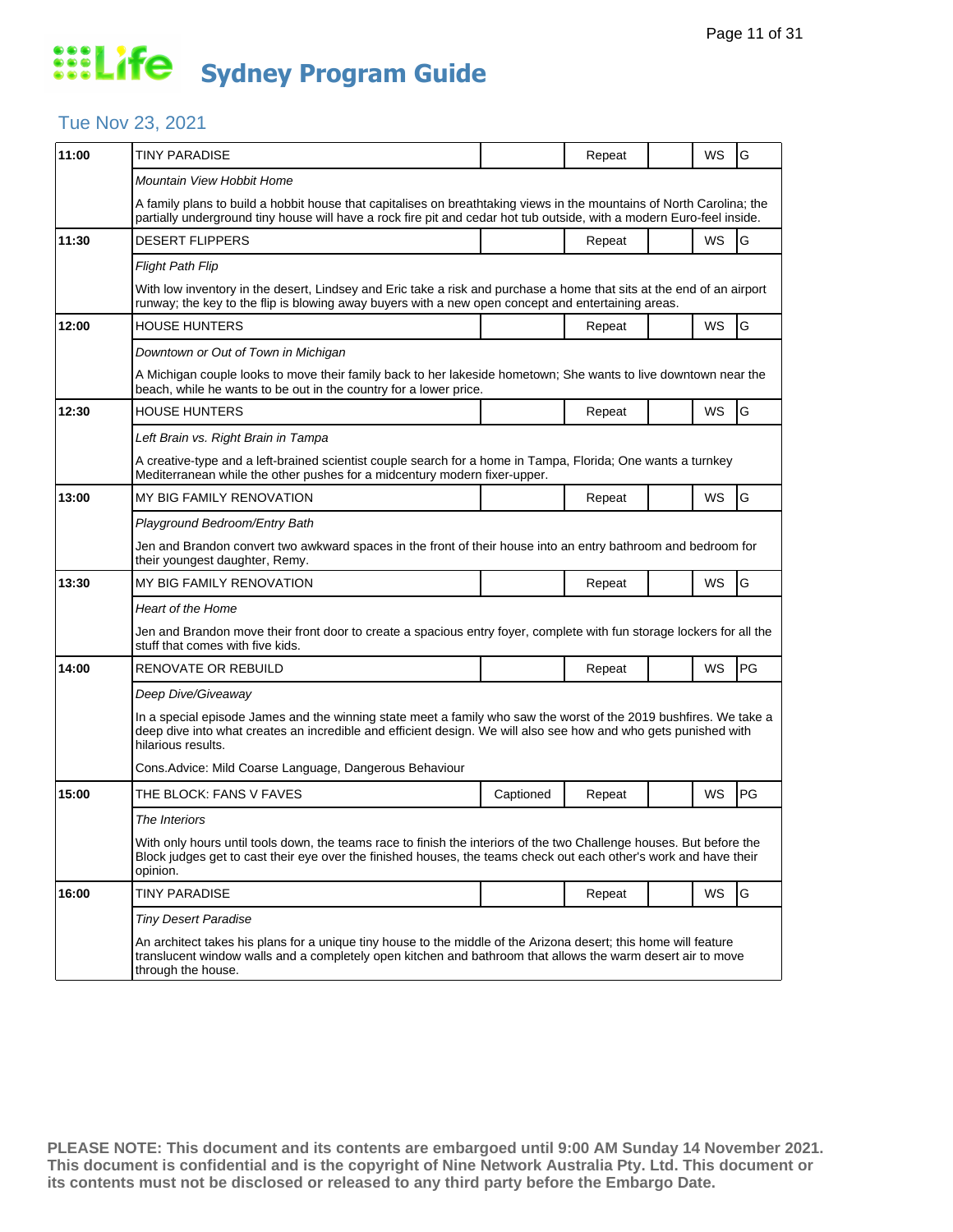# Life Sydney Program Guide

## Tue Nov 23, 2021

| Time | Program | Captioned | Repeat | | WS | Rating |
|---|---|---|---|---|---|---|
| 11:00 | TINY PARADISE | | Repeat | | WS | G |
| | *Mountain View Hobbit Home* | | | | | |
| | A family plans to build a hobbit house that capitalises on breathtaking views in the mountains of North Carolina; the partially underground tiny house will have a rock fire pit and cedar hot tub outside, with a modern Euro-feel inside. | | | | | |
| 11:30 | DESERT FLIPPERS | | Repeat | | WS | G |
| | *Flight Path Flip* | | | | | |
| | With low inventory in the desert, Lindsey and Eric take a risk and purchase a home that sits at the end of an airport runway; the key to the flip is blowing away buyers with a new open concept and entertaining areas. | | | | | |
| 12:00 | HOUSE HUNTERS | | Repeat | | WS | G |
| | *Downtown or Out of Town in Michigan* | | | | | |
| | A Michigan couple looks to move their family back to her lakeside hometown; She wants to live downtown near the beach, while he wants to be out in the country for a lower price. | | | | | |
| 12:30 | HOUSE HUNTERS | | Repeat | | WS | G |
| | *Left Brain vs. Right Brain in Tampa* | | | | | |
| | A creative-type and a left-brained scientist couple search for a home in Tampa, Florida; One wants a turnkey Mediterranean while the other pushes for a midcentury modern fixer-upper. | | | | | |
| 13:00 | MY BIG FAMILY RENOVATION | | Repeat | | WS | G |
| | *Playground Bedroom/Entry Bath* | | | | | |
| | Jen and Brandon convert two awkward spaces in the front of their house into an entry bathroom and bedroom for their youngest daughter, Remy. | | | | | |
| 13:30 | MY BIG FAMILY RENOVATION | | Repeat | | WS | G |
| | *Heart of the Home* | | | | | |
| | Jen and Brandon move their front door to create a spacious entry foyer, complete with fun storage lockers for all the stuff that comes with five kids. | | | | | |
| 14:00 | RENOVATE OR REBUILD | | Repeat | | WS | PG |
| | *Deep Dive/Giveaway* | | | | | |
| | In a special episode James and the winning state meet a family who saw the worst of the 2019 bushfires. We take a deep dive into what creates an incredible and efficient design. We will also see how and who gets punished with hilarious results. | | | | | |
| | Cons.Advice: Mild Coarse Language, Dangerous Behaviour | | | | | |
| 15:00 | THE BLOCK: FANS V FAVES | Captioned | Repeat | | WS | PG |
| | *The Interiors* | | | | | |
| | With only hours until tools down, the teams race to finish the interiors of the two Challenge houses. But before the Block judges get to cast their eye over the finished houses, the teams check out each other's work and have their opinion. | | | | | |
| 16:00 | TINY PARADISE | | Repeat | | WS | G |
| | *Tiny Desert Paradise* | | | | | |
| | An architect takes his plans for a unique tiny house to the middle of the Arizona desert; this home will feature translucent window walls and a completely open kitchen and bathroom that allows the warm desert air to move through the house. | | | | | |

**PLEASE NOTE: This document and its contents are embargoed until 9:00 AM Sunday 14 November 2021. This document is confidential and is the copyright of Nine Network Australia Pty. Ltd. This document or its contents must not be disclosed or released to any third party before the Embargo Date.**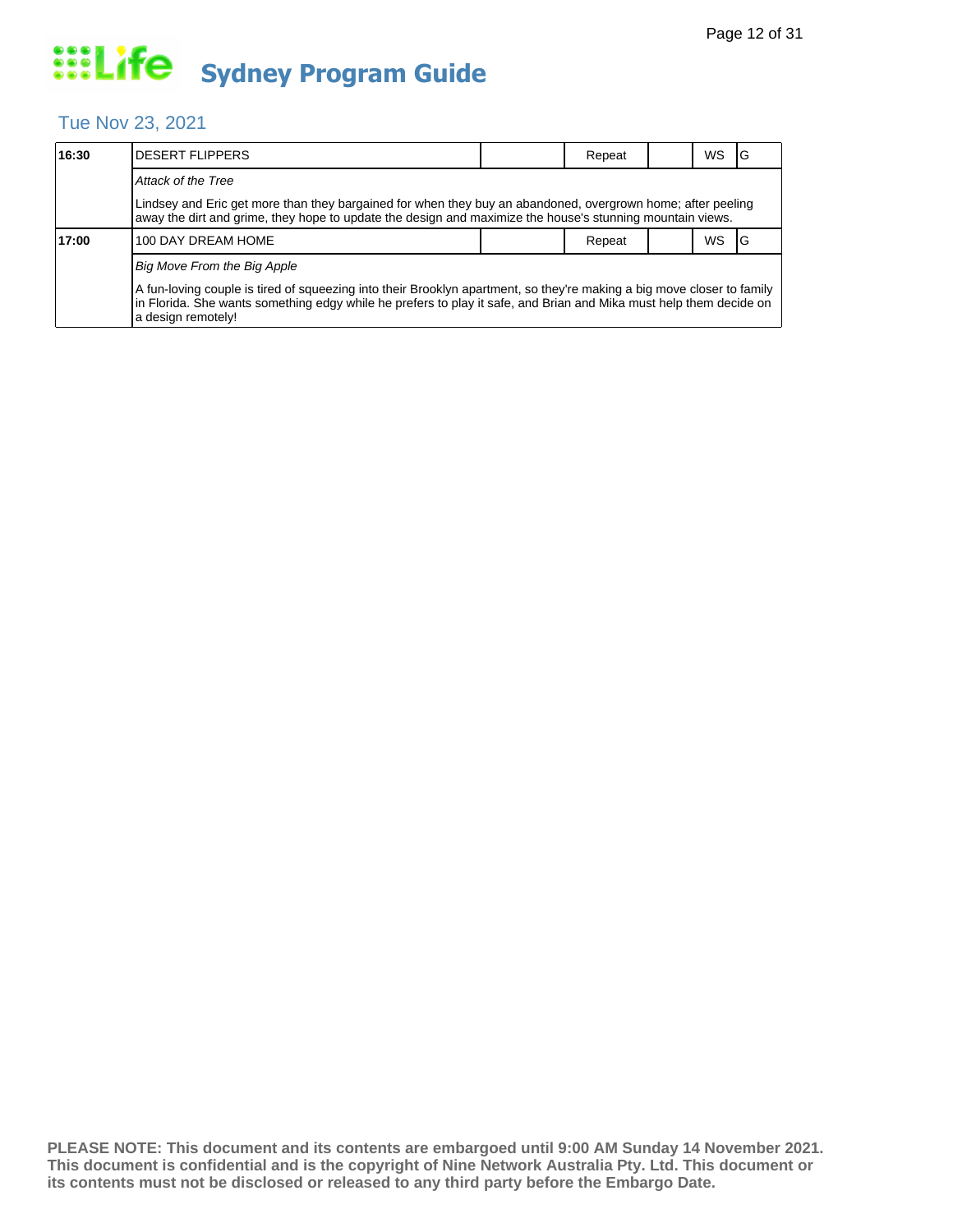# Sydney Program Guide

## Tue Nov 23, 2021

| Time | Program | | Repeat | | WS | Rating |
|---|---|---|---|---|---|---|
| 16:30 | DESERT FLIPPERS | | Repeat | | WS | G |
| | *Attack of the Tree* | | | | | |
| | Lindsey and Eric get more than they bargained for when they buy an abandoned, overgrown home; after peeling away the dirt and grime, they hope to update the design and maximize the house's stunning mountain views. | | | | | |
| 17:00 | 100 DAY DREAM HOME | | Repeat | | WS | G |
| | *Big Move From the Big Apple* | | | | | |
| | A fun-loving couple is tired of squeezing into their Brooklyn apartment, so they're making a big move closer to family in Florida. She wants something edgy while he prefers to play it safe, and Brian and Mika must help them decide on a design remotely! | | | | | |

**PLEASE NOTE: This document and its contents are embargoed until 9:00 AM Sunday 14 November 2021. This document is confidential and is the copyright of Nine Network Australia Pty. Ltd. This document or its contents must not be disclosed or released to any third party before the Embargo Date.**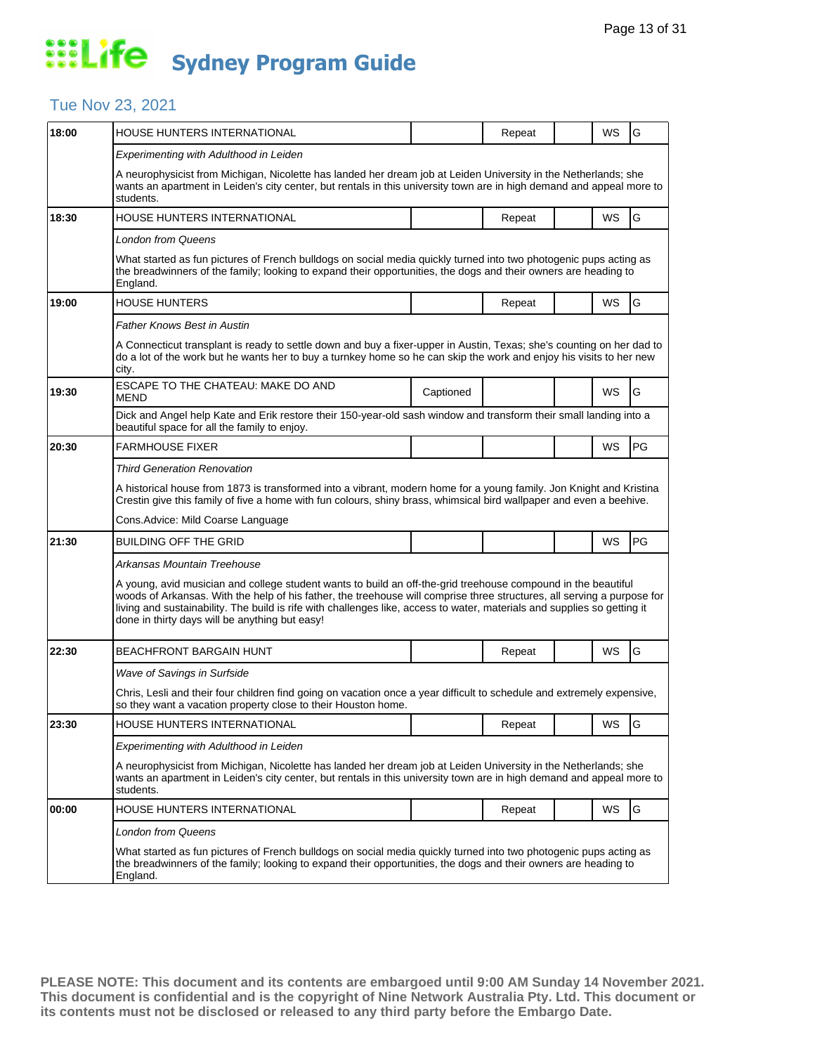# Life Sydney Program Guide

## Tue Nov 23, 2021

| Time | Program | | | | | |
|---|---|---|---|---|---|---|
| 18:00 | HOUSE HUNTERS INTERNATIONAL | | Repeat | | WS | G |
| | *Experimenting with Adulthood in Leiden* | | | | | |
| | A neurophysicist from Michigan, Nicolette has landed her dream job at Leiden University in the Netherlands; she wants an apartment in Leiden's city center, but rentals in this university town are in high demand and appeal more to students. | | | | | |
| 18:30 | HOUSE HUNTERS INTERNATIONAL | | Repeat | | WS | G |
| | *London from Queens* | | | | | |
| | What started as fun pictures of French bulldogs on social media quickly turned into two photogenic pups acting as the breadwinners of the family; looking to expand their opportunities, the dogs and their owners are heading to England. | | | | | |
| 19:00 | HOUSE HUNTERS | | Repeat | | WS | G |
| | *Father Knows Best in Austin* | | | | | |
| | A Connecticut transplant is ready to settle down and buy a fixer-upper in Austin, Texas; she's counting on her dad to do a lot of the work but he wants her to buy a turnkey home so he can skip the work and enjoy his visits to her new city. | | | | | |
| 19:30 | ESCAPE TO THE CHATEAU: MAKE DO AND MEND | Captioned | | | WS | G |
| | Dick and Angel help Kate and Erik restore their 150-year-old sash window and transform their small landing into a beautiful space for all the family to enjoy. | | | | | |
| 20:30 | FARMHOUSE FIXER | | | | WS | PG |
| | *Third Generation Renovation* | | | | | |
| | A historical house from 1873 is transformed into a vibrant, modern home for a young family. Jon Knight and Kristina Crestin give this family of five a home with fun colours, shiny brass, whimsical bird wallpaper and even a beehive. | | | | | |
| | Cons.Advice: Mild Coarse Language | | | | | |
| 21:30 | BUILDING OFF THE GRID | | | | WS | PG |
| | *Arkansas Mountain Treehouse* | | | | | |
| | A young, avid musician and college student wants to build an off-the-grid treehouse compound in the beautiful woods of Arkansas. With the help of his father, the treehouse will comprise three structures, all serving a purpose for living and sustainability. The build is rife with challenges like, access to water, materials and supplies so getting it done in thirty days will be anything but easy! | | | | | |
| 22:30 | BEACHFRONT BARGAIN HUNT | | Repeat | | WS | G |
| | *Wave of Savings in Surfside* | | | | | |
| | Chris, Lesli and their four children find going on vacation once a year difficult to schedule and extremely expensive, so they want a vacation property close to their Houston home. | | | | | |
| 23:30 | HOUSE HUNTERS INTERNATIONAL | | Repeat | | WS | G |
| | *Experimenting with Adulthood in Leiden* | | | | | |
| | A neurophysicist from Michigan, Nicolette has landed her dream job at Leiden University in the Netherlands; she wants an apartment in Leiden's city center, but rentals in this university town are in high demand and appeal more to students. | | | | | |
| 00:00 | HOUSE HUNTERS INTERNATIONAL | | Repeat | | WS | G |
| | *London from Queens* | | | | | |
| | What started as fun pictures of French bulldogs on social media quickly turned into two photogenic pups acting as the breadwinners of the family; looking to expand their opportunities, the dogs and their owners are heading to England. | | | | | |

**PLEASE NOTE: This document and its contents are embargoed until 9:00 AM Sunday 14 November 2021. This document is confidential and is the copyright of Nine Network Australia Pty. Ltd. This document or its contents must not be disclosed or released to any third party before the Embargo Date.**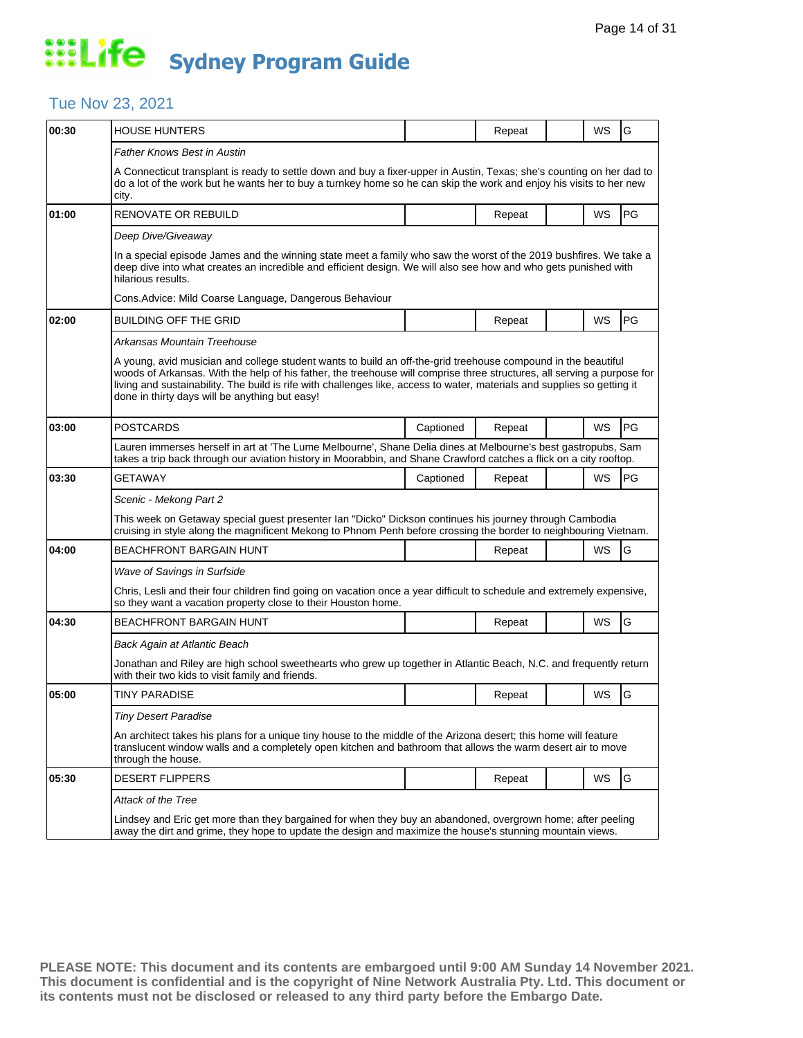# Life Sydney Program Guide

## Tue Nov 23, 2021

| Time | Program | Captioned | Repeat | | WS | Rating |
|---|---|---|---|---|---|---|
| 00:30 | HOUSE HUNTERS | | Repeat | | WS | G |
| | *Father Knows Best in Austin* | | | | | |
| | A Connecticut transplant is ready to settle down and buy a fixer-upper in Austin, Texas; she's counting on her dad to do a lot of the work but he wants her to buy a turnkey home so he can skip the work and enjoy his visits to her new city. | | | | | |
| 01:00 | RENOVATE OR REBUILD | | Repeat | | WS | PG |
| | *Deep Dive/Giveaway* | | | | | |
| | In a special episode James and the winning state meet a family who saw the worst of the 2019 bushfires. We take a deep dive into what creates an incredible and efficient design. We will also see how and who gets punished with hilarious results. | | | | | |
| | Cons.Advice: Mild Coarse Language, Dangerous Behaviour | | | | | |
| 02:00 | BUILDING OFF THE GRID | | Repeat | | WS | PG |
| | *Arkansas Mountain Treehouse* | | | | | |
| | A young, avid musician and college student wants to build an off-the-grid treehouse compound in the beautiful woods of Arkansas. With the help of his father, the treehouse will comprise three structures, all serving a purpose for living and sustainability. The build is rife with challenges like, access to water, materials and supplies so getting it done in thirty days will be anything but easy! | | | | | |
| 03:00 | POSTCARDS | Captioned | Repeat | | WS | PG |
| | Lauren immerses herself in art at 'The Lume Melbourne', Shane Delia dines at Melbourne's best gastropubs, Sam takes a trip back through our aviation history in Moorabbin, and Shane Crawford catches a flick on a city rooftop. | | | | | |
| 03:30 | GETAWAY | Captioned | Repeat | | WS | PG |
| | *Scenic - Mekong Part 2* | | | | | |
| | This week on Getaway special guest presenter Ian "Dicko" Dickson continues his journey through Cambodia cruising in style along the magnificent Mekong to Phnom Penh before crossing the border to neighbouring Vietnam. | | | | | |
| 04:00 | BEACHFRONT BARGAIN HUNT | | Repeat | | WS | G |
| | *Wave of Savings in Surfside* | | | | | |
| | Chris, Lesli and their four children find going on vacation once a year difficult to schedule and extremely expensive, so they want a vacation property close to their Houston home. | | | | | |
| 04:30 | BEACHFRONT BARGAIN HUNT | | Repeat | | WS | G |
| | *Back Again at Atlantic Beach* | | | | | |
| | Jonathan and Riley are high school sweethearts who grew up together in Atlantic Beach, N.C. and frequently return with their two kids to visit family and friends. | | | | | |
| 05:00 | TINY PARADISE | | Repeat | | WS | G |
| | *Tiny Desert Paradise* | | | | | |
| | An architect takes his plans for a unique tiny house to the middle of the Arizona desert; this home will feature translucent window walls and a completely open kitchen and bathroom that allows the warm desert air to move through the house. | | | | | |
| 05:30 | DESERT FLIPPERS | | Repeat | | WS | G |
| | *Attack of the Tree* | | | | | |
| | Lindsey and Eric get more than they bargained for when they buy an abandoned, overgrown home; after peeling away the dirt and grime, they hope to update the design and maximize the house's stunning mountain views. | | | | | |

**PLEASE NOTE: This document and its contents are embargoed until 9:00 AM Sunday 14 November 2021. This document is confidential and is the copyright of Nine Network Australia Pty. Ltd. This document or its contents must not be disclosed or released to any third party before the Embargo Date.**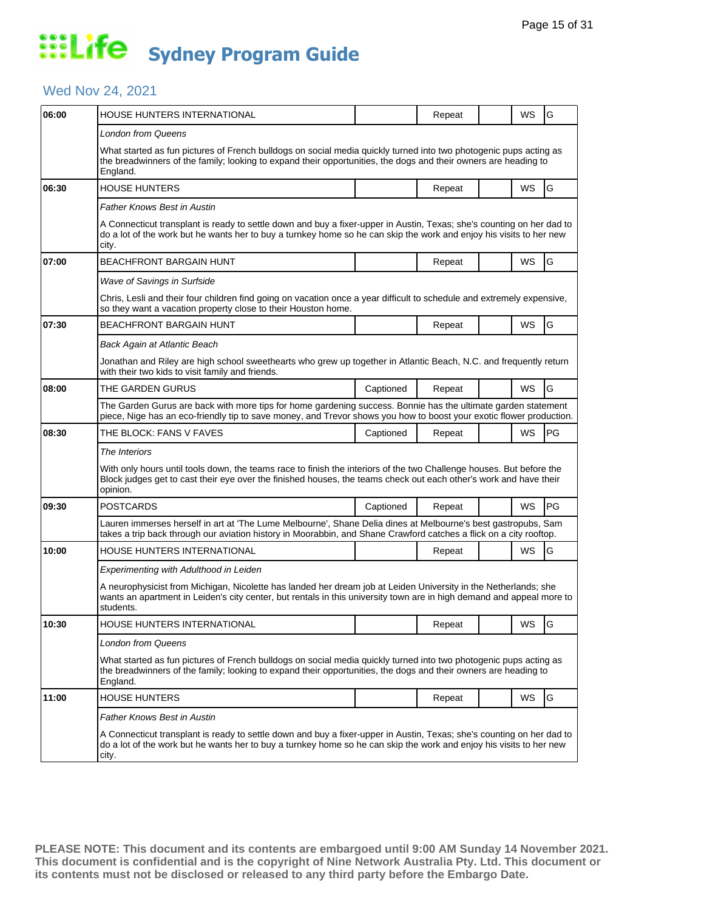# Life Sydney Program Guide

## Wed Nov 24, 2021

| Time | Program | Captioned | Repeat | | WS | Rating |
|---|---|---|---|---|---|---|
| 06:00 | HOUSE HUNTERS INTERNATIONAL | | Repeat | | WS | G |
| | *London from Queens* | | | | | |
| | What started as fun pictures of French bulldogs on social media quickly turned into two photogenic pups acting as the breadwinners of the family; looking to expand their opportunities, the dogs and their owners are heading to England. | | | | | |
| 06:30 | HOUSE HUNTERS | | Repeat | | WS | G |
| | *Father Knows Best in Austin* | | | | | |
| | A Connecticut transplant is ready to settle down and buy a fixer-upper in Austin, Texas; she's counting on her dad to do a lot of the work but he wants her to buy a turnkey home so he can skip the work and enjoy his visits to her new city. | | | | | |
| 07:00 | BEACHFRONT BARGAIN HUNT | | Repeat | | WS | G |
| | *Wave of Savings in Surfside* | | | | | |
| | Chris, Lesli and their four children find going on vacation once a year difficult to schedule and extremely expensive, so they want a vacation property close to their Houston home. | | | | | |
| 07:30 | BEACHFRONT BARGAIN HUNT | | Repeat | | WS | G |
| | *Back Again at Atlantic Beach* | | | | | |
| | Jonathan and Riley are high school sweethearts who grew up together in Atlantic Beach, N.C. and frequently return with their two kids to visit family and friends. | | | | | |
| 08:00 | THE GARDEN GURUS | Captioned | Repeat | | WS | G |
| | The Garden Gurus are back with more tips for home gardening success. Bonnie has the ultimate garden statement piece, Nige has an eco-friendly tip to save money, and Trevor shows you how to boost your exotic flower production. | | | | | |
| 08:30 | THE BLOCK: FANS V FAVES | Captioned | Repeat | | WS | PG |
| | *The Interiors* | | | | | |
| | With only hours until tools down, the teams race to finish the interiors of the two Challenge houses. But before the Block judges get to cast their eye over the finished houses, the teams check out each other's work and have their opinion. | | | | | |
| 09:30 | POSTCARDS | Captioned | Repeat | | WS | PG |
| | Lauren immerses herself in art at 'The Lume Melbourne', Shane Delia dines at Melbourne's best gastropubs, Sam takes a trip back through our aviation history in Moorabbin, and Shane Crawford catches a flick on a city rooftop. | | | | | |
| 10:00 | HOUSE HUNTERS INTERNATIONAL | | Repeat | | WS | G |
| | *Experimenting with Adulthood in Leiden* | | | | | |
| | A neurophysicist from Michigan, Nicolette has landed her dream job at Leiden University in the Netherlands; she wants an apartment in Leiden's city center, but rentals in this university town are in high demand and appeal more to students. | | | | | |
| 10:30 | HOUSE HUNTERS INTERNATIONAL | | Repeat | | WS | G |
| | *London from Queens* | | | | | |
| | What started as fun pictures of French bulldogs on social media quickly turned into two photogenic pups acting as the breadwinners of the family; looking to expand their opportunities, the dogs and their owners are heading to England. | | | | | |
| 11:00 | HOUSE HUNTERS | | Repeat | | WS | G |
| | *Father Knows Best in Austin* | | | | | |
| | A Connecticut transplant is ready to settle down and buy a fixer-upper in Austin, Texas; she's counting on her dad to do a lot of the work but he wants her to buy a turnkey home so he can skip the work and enjoy his visits to her new city. | | | | | |

**PLEASE NOTE: This document and its contents are embargoed until 9:00 AM Sunday 14 November 2021. This document is confidential and is the copyright of Nine Network Australia Pty. Ltd. This document or its contents must not be disclosed or released to any third party before the Embargo Date.**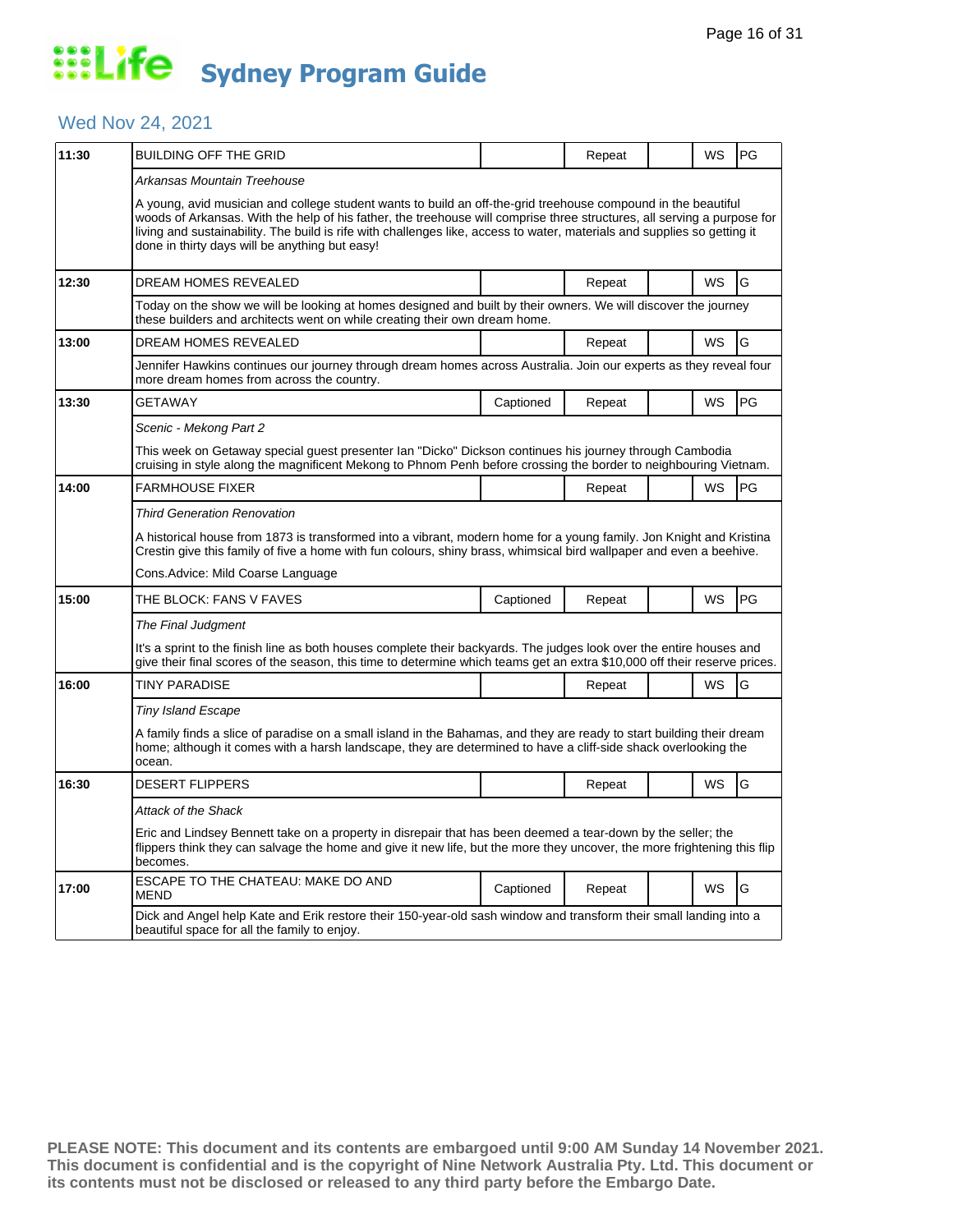# Life Sydney Program Guide

## Wed Nov 24, 2021

| Time | Program | Captioned | Repeat | | WS | Rating |
|---|---|---|---|---|---|---|
| 11:30 | BUILDING OFF THE GRID | | Repeat | | WS | PG |
| | *Arkansas Mountain Treehouse*<br><br>A young, avid musician and college student wants to build an off-the-grid treehouse compound in the beautiful woods of Arkansas. With the help of his father, the treehouse will comprise three structures, all serving a purpose for living and sustainability. The build is rife with challenges like, access to water, materials and supplies so getting it done in thirty days will be anything but easy! | | | | | |
| 12:30 | DREAM HOMES REVEALED | | Repeat | | WS | G |
| | Today on the show we will be looking at homes designed and built by their owners. We will discover the journey these builders and architects went on while creating their own dream home. | | | | | |
| 13:00 | DREAM HOMES REVEALED | | Repeat | | WS | G |
| | Jennifer Hawkins continues our journey through dream homes across Australia. Join our experts as they reveal four more dream homes from across the country. | | | | | |
| 13:30 | GETAWAY | Captioned | Repeat | | WS | PG |
| | *Scenic - Mekong Part 2*<br><br>This week on Getaway special guest presenter Ian "Dicko" Dickson continues his journey through Cambodia cruising in style along the magnificent Mekong to Phnom Penh before crossing the border to neighbouring Vietnam. | | | | | |
| 14:00 | FARMHOUSE FIXER | | Repeat | | WS | PG |
| | *Third Generation Renovation*<br><br>A historical house from 1873 is transformed into a vibrant, modern home for a young family. Jon Knight and Kristina Crestin give this family of five a home with fun colours, shiny brass, whimsical bird wallpaper and even a beehive.<br><br>Cons.Advice: Mild Coarse Language | | | | | |
| 15:00 | THE BLOCK: FANS V FAVES | Captioned | Repeat | | WS | PG |
| | *The Final Judgment*<br><br>It's a sprint to the finish line as both houses complete their backyards. The judges look over the entire houses and give their final scores of the season, this time to determine which teams get an extra $10,000 off their reserve prices. | | | | | |
| 16:00 | TINY PARADISE | | Repeat | | WS | G |
| | *Tiny Island Escape*<br><br>A family finds a slice of paradise on a small island in the Bahamas, and they are ready to start building their dream home; although it comes with a harsh landscape, they are determined to have a cliff-side shack overlooking the ocean. | | | | | |
| 16:30 | DESERT FLIPPERS | | Repeat | | WS | G |
| | *Attack of the Shack*<br><br>Eric and Lindsey Bennett take on a property in disrepair that has been deemed a tear-down by the seller; the flippers think they can salvage the home and give it new life, but the more they uncover, the more frightening this flip becomes. | | | | | |
| 17:00 | ESCAPE TO THE CHATEAU: MAKE DO AND MEND | Captioned | Repeat | | WS | G |
| | Dick and Angel help Kate and Erik restore their 150-year-old sash window and transform their small landing into a beautiful space for all the family to enjoy. | | | | | |

**PLEASE NOTE: This document and its contents are embargoed until 9:00 AM Sunday 14 November 2021. This document is confidential and is the copyright of Nine Network Australia Pty. Ltd. This document or its contents must not be disclosed or released to any third party before the Embargo Date.**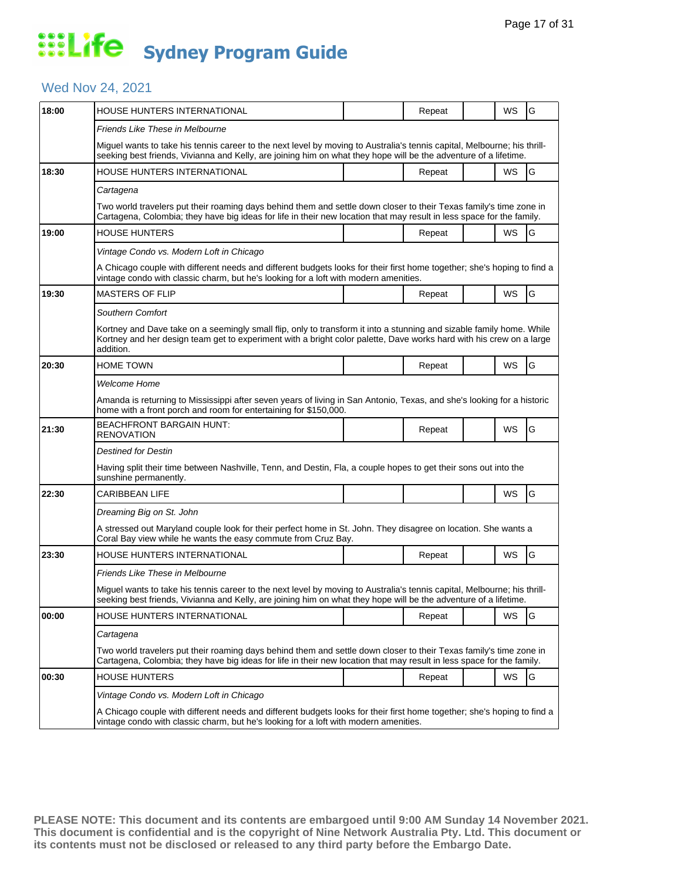# Life Sydney Program Guide

## Wed Nov 24, 2021

| Time | Program | | Repeat | | WS | Rating |
|---|---|---|---|---|---|---|
| 18:00 | HOUSE HUNTERS INTERNATIONAL | | Repeat | | WS | G |
| | *Friends Like These in Melbourne* | | | | | |
| | Miguel wants to take his tennis career to the next level by moving to Australia's tennis capital, Melbourne; his thrill-seeking best friends, Vivianna and Kelly, are joining him on what they hope will be the adventure of a lifetime. | | | | | |
| 18:30 | HOUSE HUNTERS INTERNATIONAL | | Repeat | | WS | G |
| | *Cartagena* | | | | | |
| | Two world travelers put their roaming days behind them and settle down closer to their Texas family's time zone in Cartagena, Colombia; they have big ideas for life in their new location that may result in less space for the family. | | | | | |
| 19:00 | HOUSE HUNTERS | | Repeat | | WS | G |
| | *Vintage Condo vs. Modern Loft in Chicago* | | | | | |
| | A Chicago couple with different needs and different budgets looks for their first home together; she's hoping to find a vintage condo with classic charm, but he's looking for a loft with modern amenities. | | | | | |
| 19:30 | MASTERS OF FLIP | | Repeat | | WS | G |
| | *Southern Comfort* | | | | | |
| | Kortney and Dave take on a seemingly small flip, only to transform it into a stunning and sizable family home. While Kortney and her design team get to experiment with a bright color palette, Dave works hard with his crew on a large addition. | | | | | |
| 20:30 | HOME TOWN | | Repeat | | WS | G |
| | *Welcome Home* | | | | | |
| | Amanda is returning to Mississippi after seven years of living in San Antonio, Texas, and she's looking for a historic home with a front porch and room for entertaining for $150,000. | | | | | |
| 21:30 | BEACHFRONT BARGAIN HUNT: RENOVATION | | Repeat | | WS | G |
| | *Destined for Destin* | | | | | |
| | Having split their time between Nashville, Tenn, and Destin, Fla, a couple hopes to get their sons out into the sunshine permanently. | | | | | |
| 22:30 | CARIBBEAN LIFE | | | | WS | G |
| | *Dreaming Big on St. John* | | | | | |
| | A stressed out Maryland couple look for their perfect home in St. John. They disagree on location. She wants a Coral Bay view while he wants the easy commute from Cruz Bay. | | | | | |
| 23:30 | HOUSE HUNTERS INTERNATIONAL | | Repeat | | WS | G |
| | *Friends Like These in Melbourne* | | | | | |
| | Miguel wants to take his tennis career to the next level by moving to Australia's tennis capital, Melbourne; his thrill-seeking best friends, Vivianna and Kelly, are joining him on what they hope will be the adventure of a lifetime. | | | | | |
| 00:00 | HOUSE HUNTERS INTERNATIONAL | | Repeat | | WS | G |
| | *Cartagena* | | | | | |
| | Two world travelers put their roaming days behind them and settle down closer to their Texas family's time zone in Cartagena, Colombia; they have big ideas for life in their new location that may result in less space for the family. | | | | | |
| 00:30 | HOUSE HUNTERS | | Repeat | | WS | G |
| | *Vintage Condo vs. Modern Loft in Chicago* | | | | | |
| | A Chicago couple with different needs and different budgets looks for their first home together; she's hoping to find a vintage condo with classic charm, but he's looking for a loft with modern amenities. | | | | | |

**PLEASE NOTE: This document and its contents are embargoed until 9:00 AM Sunday 14 November 2021. This document is confidential and is the copyright of Nine Network Australia Pty. Ltd. This document or its contents must not be disclosed or released to any third party before the Embargo Date.**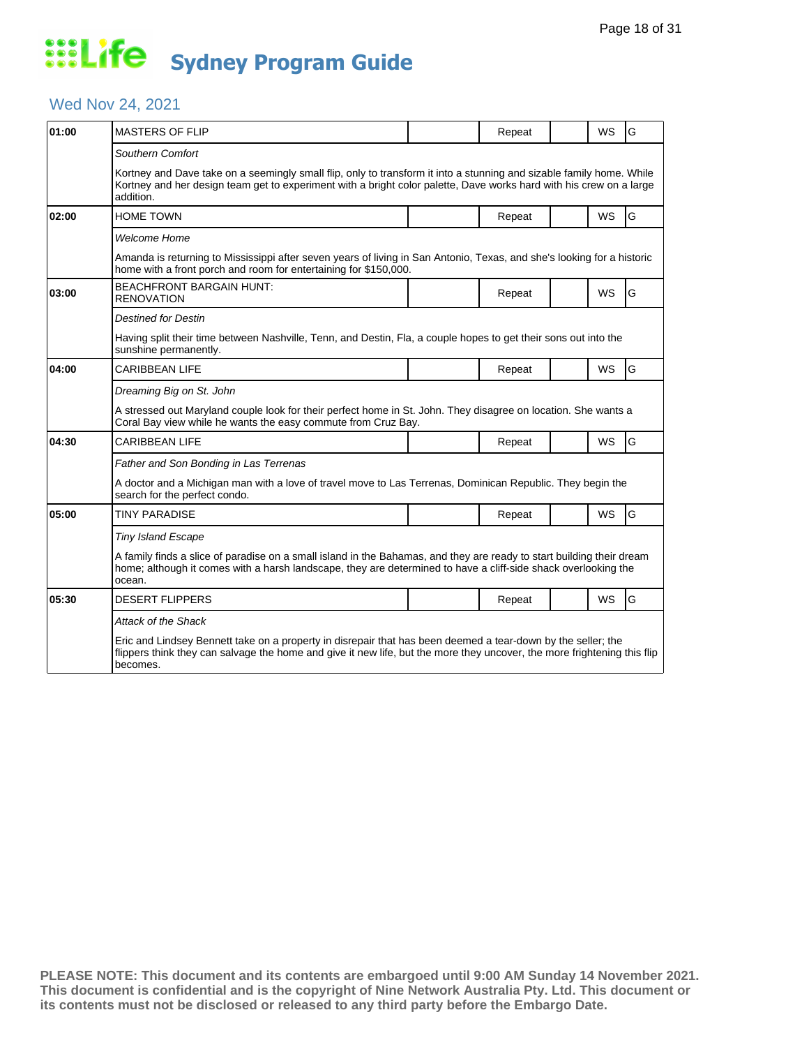# Life Sydney Program Guide

## Wed Nov 24, 2021

| Time | Program | | Status | | Format | Rating |
|---|---|---|---|---|---|---|
| **01:00** | MASTERS OF FLIP | | Repeat | | WS | G |
| | *Southern Comfort* | | | | | |
| | Kortney and Dave take on a seemingly small flip, only to transform it into a stunning and sizable family home. While Kortney and her design team get to experiment with a bright color palette, Dave works hard with his crew on a large addition. | | | | | |
| **02:00** | HOME TOWN | | Repeat | | WS | G |
| | *Welcome Home* | | | | | |
| | Amanda is returning to Mississippi after seven years of living in San Antonio, Texas, and she's looking for a historic home with a front porch and room for entertaining for $150,000. | | | | | |
| **03:00** | BEACHFRONT BARGAIN HUNT: RENOVATION | | Repeat | | WS | G |
| | *Destined for Destin* | | | | | |
| | Having split their time between Nashville, Tenn, and Destin, Fla, a couple hopes to get their sons out into the sunshine permanently. | | | | | |
| **04:00** | CARIBBEAN LIFE | | Repeat | | WS | G |
| | *Dreaming Big on St. John* | | | | | |
| | A stressed out Maryland couple look for their perfect home in St. John. They disagree on location. She wants a Coral Bay view while he wants the easy commute from Cruz Bay. | | | | | |
| **04:30** | CARIBBEAN LIFE | | Repeat | | WS | G |
| | *Father and Son Bonding in Las Terrenas* | | | | | |
| | A doctor and a Michigan man with a love of travel move to Las Terrenas, Dominican Republic. They begin the search for the perfect condo. | | | | | |
| **05:00** | TINY PARADISE | | Repeat | | WS | G |
| | *Tiny Island Escape* | | | | | |
| | A family finds a slice of paradise on a small island in the Bahamas, and they are ready to start building their dream home; although it comes with a harsh landscape, they are determined to have a cliff-side shack overlooking the ocean. | | | | | |
| **05:30** | DESERT FLIPPERS | | Repeat | | WS | G |
| | *Attack of the Shack* | | | | | |
| | Eric and Lindsey Bennett take on a property in disrepair that has been deemed a tear-down by the seller; the flippers think they can salvage the home and give it new life, but the more they uncover, the more frightening this flip becomes. | | | | | |

**PLEASE NOTE: This document and its contents are embargoed until 9:00 AM Sunday 14 November 2021. This document is confidential and is the copyright of Nine Network Australia Pty. Ltd. This document or its contents must not be disclosed or released to any third party before the Embargo Date.**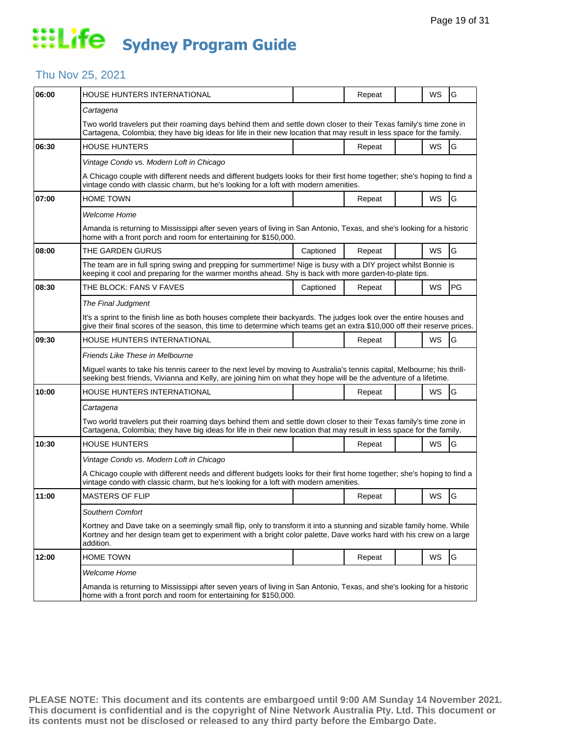# Life Sydney Program Guide

## Thu Nov 25, 2021

| Time | Program | Captioned | Repeat | | WS | Rating |
|---|---|---|---|---|---|---|
| 06:00 | HOUSE HUNTERS INTERNATIONAL | | Repeat | | WS | G |
| | *Cartagena* | | | | | |
| | Two world travelers put their roaming days behind them and settle down closer to their Texas family's time zone in Cartagena, Colombia; they have big ideas for life in their new location that may result in less space for the family. | | | | | |
| 06:30 | HOUSE HUNTERS | | Repeat | | WS | G |
| | *Vintage Condo vs. Modern Loft in Chicago* | | | | | |
| | A Chicago couple with different needs and different budgets looks for their first home together; she's hoping to find a vintage condo with classic charm, but he's looking for a loft with modern amenities. | | | | | |
| 07:00 | HOME TOWN | | Repeat | | WS | G |
| | *Welcome Home* | | | | | |
| | Amanda is returning to Mississippi after seven years of living in San Antonio, Texas, and she's looking for a historic home with a front porch and room for entertaining for $150,000. | | | | | |
| 08:00 | THE GARDEN GURUS | Captioned | Repeat | | WS | G |
| | The team are in full spring swing and prepping for summertime! Nige is busy with a DIY project whilst Bonnie is keeping it cool and preparing for the warmer months ahead. Shy is back with more garden-to-plate tips. | | | | | |
| 08:30 | THE BLOCK: FANS V FAVES | Captioned | Repeat | | WS | PG |
| | *The Final Judgment* | | | | | |
| | It's a sprint to the finish line as both houses complete their backyards. The judges look over the entire houses and give their final scores of the season, this time to determine which teams get an extra $10,000 off their reserve prices. | | | | | |
| 09:30 | HOUSE HUNTERS INTERNATIONAL | | Repeat | | WS | G |
| | *Friends Like These in Melbourne* | | | | | |
| | Miguel wants to take his tennis career to the next level by moving to Australia's tennis capital, Melbourne; his thrill-seeking best friends, Vivianna and Kelly, are joining him on what they hope will be the adventure of a lifetime. | | | | | |
| 10:00 | HOUSE HUNTERS INTERNATIONAL | | Repeat | | WS | G |
| | *Cartagena* | | | | | |
| | Two world travelers put their roaming days behind them and settle down closer to their Texas family's time zone in Cartagena, Colombia; they have big ideas for life in their new location that may result in less space for the family. | | | | | |
| 10:30 | HOUSE HUNTERS | | Repeat | | WS | G |
| | *Vintage Condo vs. Modern Loft in Chicago* | | | | | |
| | A Chicago couple with different needs and different budgets looks for their first home together; she's hoping to find a vintage condo with classic charm, but he's looking for a loft with modern amenities. | | | | | |
| 11:00 | MASTERS OF FLIP | | Repeat | | WS | G |
| | *Southern Comfort* | | | | | |
| | Kortney and Dave take on a seemingly small flip, only to transform it into a stunning and sizable family home. While Kortney and her design team get to experiment with a bright color palette, Dave works hard with his crew on a large addition. | | | | | |
| 12:00 | HOME TOWN | | Repeat | | WS | G |
| | *Welcome Home* | | | | | |
| | Amanda is returning to Mississippi after seven years of living in San Antonio, Texas, and she's looking for a historic home with a front porch and room for entertaining for $150,000. | | | | | |

**PLEASE NOTE: This document and its contents are embargoed until 9:00 AM Sunday 14 November 2021. This document is confidential and is the copyright of Nine Network Australia Pty. Ltd. This document or its contents must not be disclosed or released to any third party before the Embargo Date.**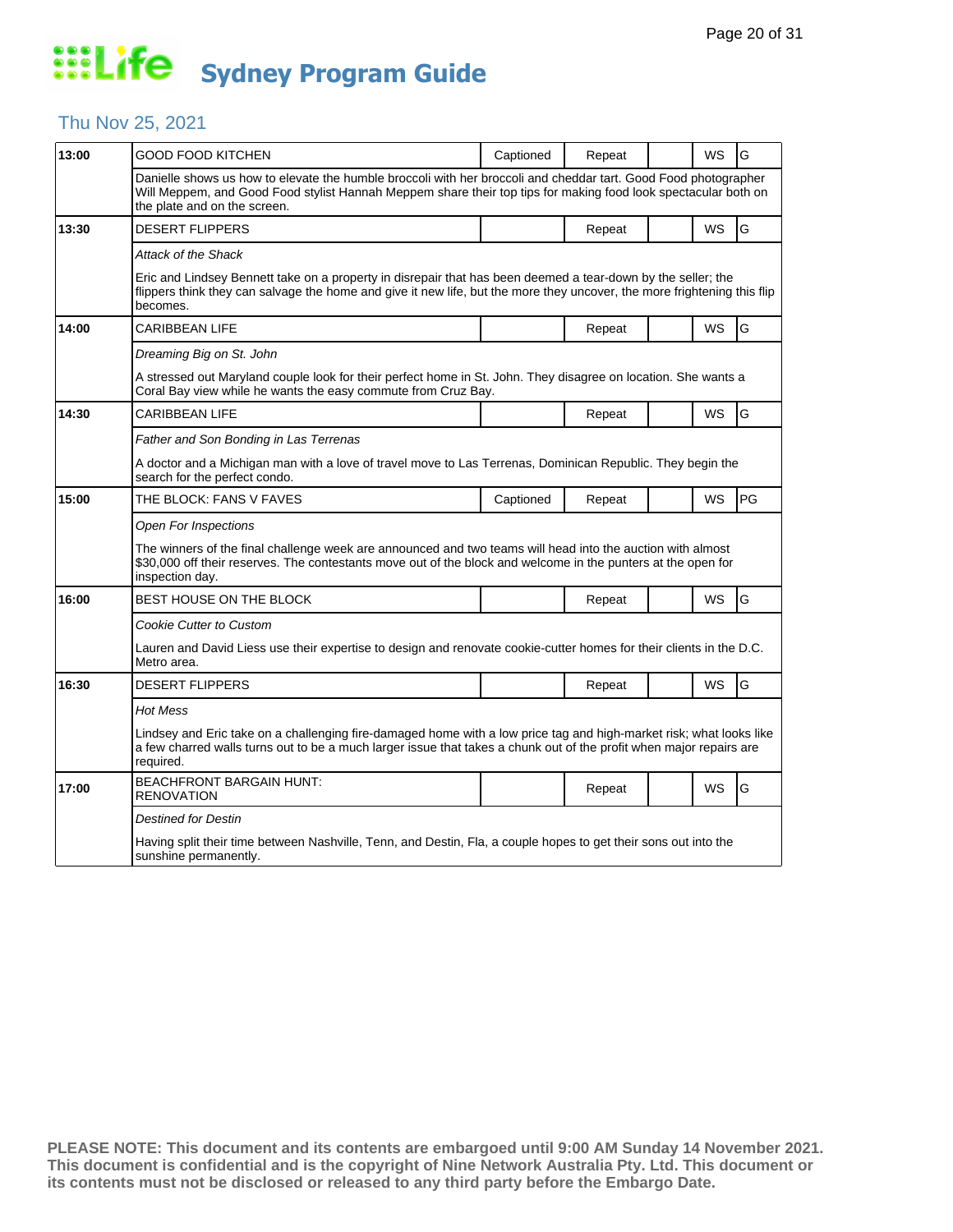# Life Sydney Program Guide

## Thu Nov 25, 2021

| Time | Program | Captioned | Repeat | | WS | Rating |
|---|---|---|---|---|---|---|
| 13:00 | GOOD FOOD KITCHEN | Captioned | Repeat | | WS | G |
| | Danielle shows us how to elevate the humble broccoli with her broccoli and cheddar tart. Good Food photographer Will Meppem, and Good Food stylist Hannah Meppem share their top tips for making food look spectacular both on the plate and on the screen. | | | | | |
| 13:30 | DESERT FLIPPERS | | Repeat | | WS | G |
| | *Attack of the Shack* | | | | | |
| | Eric and Lindsey Bennett take on a property in disrepair that has been deemed a tear-down by the seller; the flippers think they can salvage the home and give it new life, but the more they uncover, the more frightening this flip becomes. | | | | | |
| 14:00 | CARIBBEAN LIFE | | Repeat | | WS | G |
| | *Dreaming Big on St. John* | | | | | |
| | A stressed out Maryland couple look for their perfect home in St. John. They disagree on location. She wants a Coral Bay view while he wants the easy commute from Cruz Bay. | | | | | |
| 14:30 | CARIBBEAN LIFE | | Repeat | | WS | G |
| | *Father and Son Bonding in Las Terrenas* | | | | | |
| | A doctor and a Michigan man with a love of travel move to Las Terrenas, Dominican Republic. They begin the search for the perfect condo. | | | | | |
| 15:00 | THE BLOCK: FANS V FAVES | Captioned | Repeat | | WS | PG |
| | *Open For Inspections* | | | | | |
| | The winners of the final challenge week are announced and two teams will head into the auction with almost $30,000 off their reserves. The contestants move out of the block and welcome in the punters at the open for inspection day. | | | | | |
| 16:00 | BEST HOUSE ON THE BLOCK | | Repeat | | WS | G |
| | *Cookie Cutter to Custom* | | | | | |
| | Lauren and David Liess use their expertise to design and renovate cookie-cutter homes for their clients in the D.C. Metro area. | | | | | |
| 16:30 | DESERT FLIPPERS | | Repeat | | WS | G |
| | *Hot Mess* | | | | | |
| | Lindsey and Eric take on a challenging fire-damaged home with a low price tag and high-market risk; what looks like a few charred walls turns out to be a much larger issue that takes a chunk out of the profit when major repairs are required. | | | | | |
| 17:00 | BEACHFRONT BARGAIN HUNT: RENOVATION | | Repeat | | WS | G |
| | *Destined for Destin* | | | | | |
| | Having split their time between Nashville, Tenn, and Destin, Fla, a couple hopes to get their sons out into the sunshine permanently. | | | | | |

**PLEASE NOTE: This document and its contents are embargoed until 9:00 AM Sunday 14 November 2021. This document is confidential and is the copyright of Nine Network Australia Pty. Ltd. This document or its contents must not be disclosed or released to any third party before the Embargo Date.**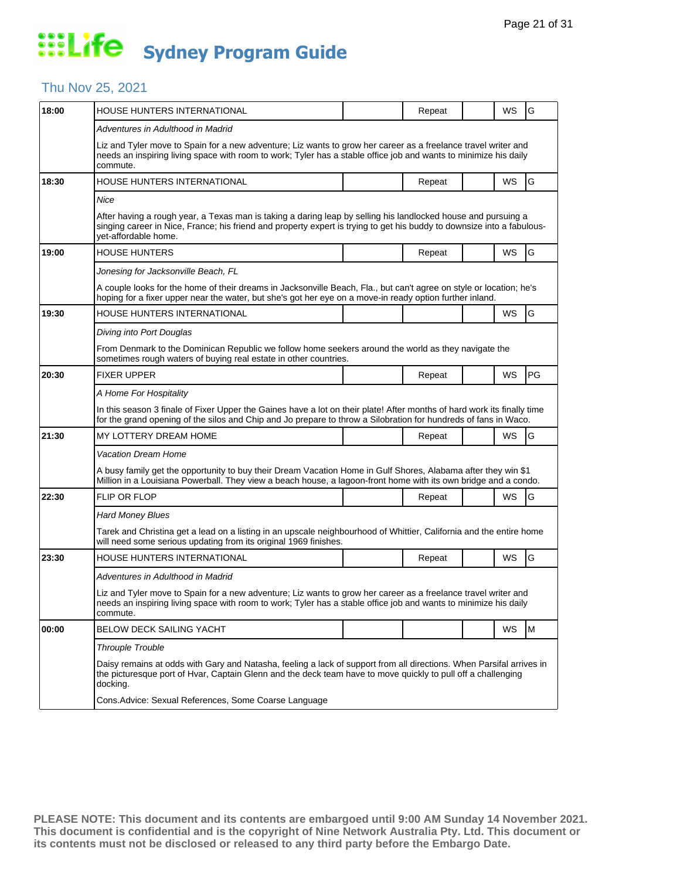# Life Sydney Program Guide

## Thu Nov 25, 2021

| Time | Program | | Status | | Format | Rating |
|---|---|---|---|---|---|---|
| 18:00 | HOUSE HUNTERS INTERNATIONAL | | Repeat | | WS | G |
| | *Adventures in Adulthood in Madrid* | | | | | |
| | Liz and Tyler move to Spain for a new adventure; Liz wants to grow her career as a freelance travel writer and needs an inspiring living space with room to work; Tyler has a stable office job and wants to minimize his daily commute. | | | | | |
| 18:30 | HOUSE HUNTERS INTERNATIONAL | | Repeat | | WS | G |
| | *Nice* | | | | | |
| | After having a rough year, a Texas man is taking a daring leap by selling his landlocked house and pursuing a singing career in Nice, France; his friend and property expert is trying to get his buddy to downsize into a fabulous-yet-affordable home. | | | | | |
| 19:00 | HOUSE HUNTERS | | Repeat | | WS | G |
| | *Jonesing for Jacksonville Beach, FL* | | | | | |
| | A couple looks for the home of their dreams in Jacksonville Beach, Fla., but can't agree on style or location; he's hoping for a fixer upper near the water, but she's got her eye on a move-in ready option further inland. | | | | | |
| 19:30 | HOUSE HUNTERS INTERNATIONAL | | | | WS | G |
| | *Diving into Port Douglas* | | | | | |
| | From Denmark to the Dominican Republic we follow home seekers around the world as they navigate the sometimes rough waters of buying real estate in other countries. | | | | | |
| 20:30 | FIXER UPPER | | Repeat | | WS | PG |
| | *A Home For Hospitality* | | | | | |
| | In this season 3 finale of Fixer Upper the Gaines have a lot on their plate! After months of hard work its finally time for the grand opening of the silos and Chip and Jo prepare to throw a Silobration for hundreds of fans in Waco. | | | | | |
| 21:30 | MY LOTTERY DREAM HOME | | Repeat | | WS | G |
| | *Vacation Dream Home* | | | | | |
| | A busy family get the opportunity to buy their Dream Vacation Home in Gulf Shores, Alabama after they win $1 Million in a Louisiana Powerball. They view a beach house, a lagoon-front home with its own bridge and a condo. | | | | | |
| 22:30 | FLIP OR FLOP | | Repeat | | WS | G |
| | *Hard Money Blues* | | | | | |
| | Tarek and Christina get a lead on a listing in an upscale neighbourhood of Whittier, California and the entire home will need some serious updating from its original 1969 finishes. | | | | | |
| 23:30 | HOUSE HUNTERS INTERNATIONAL | | Repeat | | WS | G |
| | *Adventures in Adulthood in Madrid* | | | | | |
| | Liz and Tyler move to Spain for a new adventure; Liz wants to grow her career as a freelance travel writer and needs an inspiring living space with room to work; Tyler has a stable office job and wants to minimize his daily commute. | | | | | |
| 00:00 | BELOW DECK SAILING YACHT | | | | WS | M |
| | *Throuple Trouble* | | | | | |
| | Daisy remains at odds with Gary and Natasha, feeling a lack of support from all directions. When Parsifal arrives in the picturesque port of Hvar, Captain Glenn and the deck team have to move quickly to pull off a challenging docking. | | | | | |
| | Cons.Advice: Sexual References, Some Coarse Language | | | | | |

**PLEASE NOTE: This document and its contents are embargoed until 9:00 AM Sunday 14 November 2021. This document is confidential and is the copyright of Nine Network Australia Pty. Ltd. This document or its contents must not be disclosed or released to any third party before the Embargo Date.**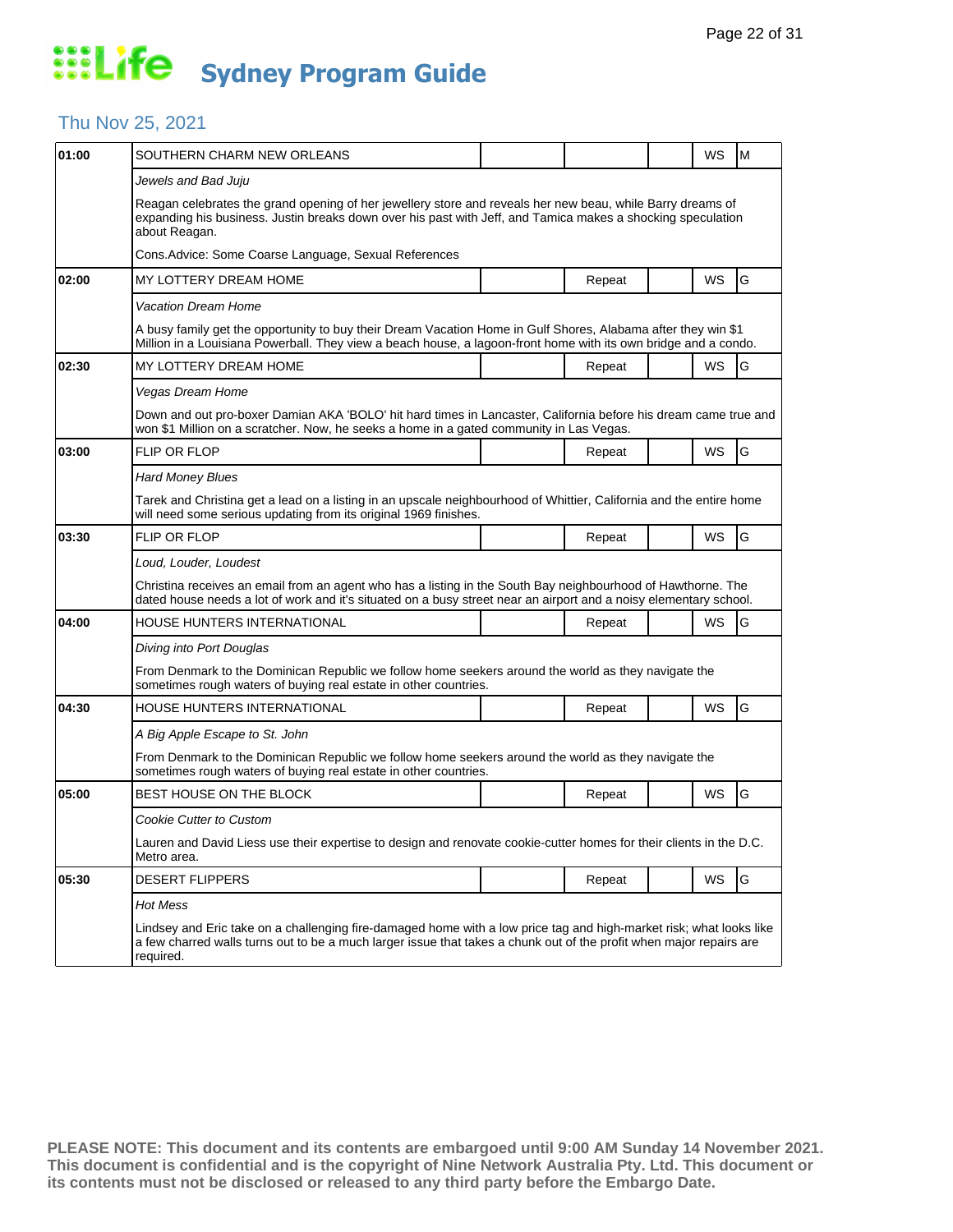# Life Sydney Program Guide

## Thu Nov 25, 2021

| Time | Program | | | | | |
|---|---|---|---|---|---|---|
| 01:00 | SOUTHERN CHARM NEW ORLEANS | | | | WS | M |
| | *Jewels and Bad Juju* | | | | | |
| | Reagan celebrates the grand opening of her jewellery store and reveals her new beau, while Barry dreams of expanding his business. Justin breaks down over his past with Jeff, and Tamica makes a shocking speculation about Reagan. | | | | | |
| | Cons.Advice: Some Coarse Language, Sexual References | | | | | |
| 02:00 | MY LOTTERY DREAM HOME | | Repeat | | WS | G |
| | *Vacation Dream Home* | | | | | |
| | A busy family get the opportunity to buy their Dream Vacation Home in Gulf Shores, Alabama after they win $1 Million in a Louisiana Powerball. They view a beach house, a lagoon-front home with its own bridge and a condo. | | | | | |
| 02:30 | MY LOTTERY DREAM HOME | | Repeat | | WS | G |
| | *Vegas Dream Home* | | | | | |
| | Down and out pro-boxer Damian AKA 'BOLO' hit hard times in Lancaster, California before his dream came true and won $1 Million on a scratcher. Now, he seeks a home in a gated community in Las Vegas. | | | | | |
| 03:00 | FLIP OR FLOP | | Repeat | | WS | G |
| | *Hard Money Blues* | | | | | |
| | Tarek and Christina get a lead on a listing in an upscale neighbourhood of Whittier, California and the entire home will need some serious updating from its original 1969 finishes. | | | | | |
| 03:30 | FLIP OR FLOP | | Repeat | | WS | G |
| | *Loud, Louder, Loudest* | | | | | |
| | Christina receives an email from an agent who has a listing in the South Bay neighbourhood of Hawthorne. The dated house needs a lot of work and it's situated on a busy street near an airport and a noisy elementary school. | | | | | |
| 04:00 | HOUSE HUNTERS INTERNATIONAL | | Repeat | | WS | G |
| | *Diving into Port Douglas* | | | | | |
| | From Denmark to the Dominican Republic we follow home seekers around the world as they navigate the sometimes rough waters of buying real estate in other countries. | | | | | |
| 04:30 | HOUSE HUNTERS INTERNATIONAL | | Repeat | | WS | G |
| | *A Big Apple Escape to St. John* | | | | | |
| | From Denmark to the Dominican Republic we follow home seekers around the world as they navigate the sometimes rough waters of buying real estate in other countries. | | | | | |
| 05:00 | BEST HOUSE ON THE BLOCK | | Repeat | | WS | G |
| | *Cookie Cutter to Custom* | | | | | |
| | Lauren and David Liess use their expertise to design and renovate cookie-cutter homes for their clients in the D.C. Metro area. | | | | | |
| 05:30 | DESERT FLIPPERS | | Repeat | | WS | G |
| | *Hot Mess* | | | | | |
| | Lindsey and Eric take on a challenging fire-damaged home with a low price tag and high-market risk; what looks like a few charred walls turns out to be a much larger issue that takes a chunk out of the profit when major repairs are required. | | | | | |

**PLEASE NOTE: This document and its contents are embargoed until 9:00 AM Sunday 14 November 2021. This document is confidential and is the copyright of Nine Network Australia Pty. Ltd. This document or its contents must not be disclosed or released to any third party before the Embargo Date.**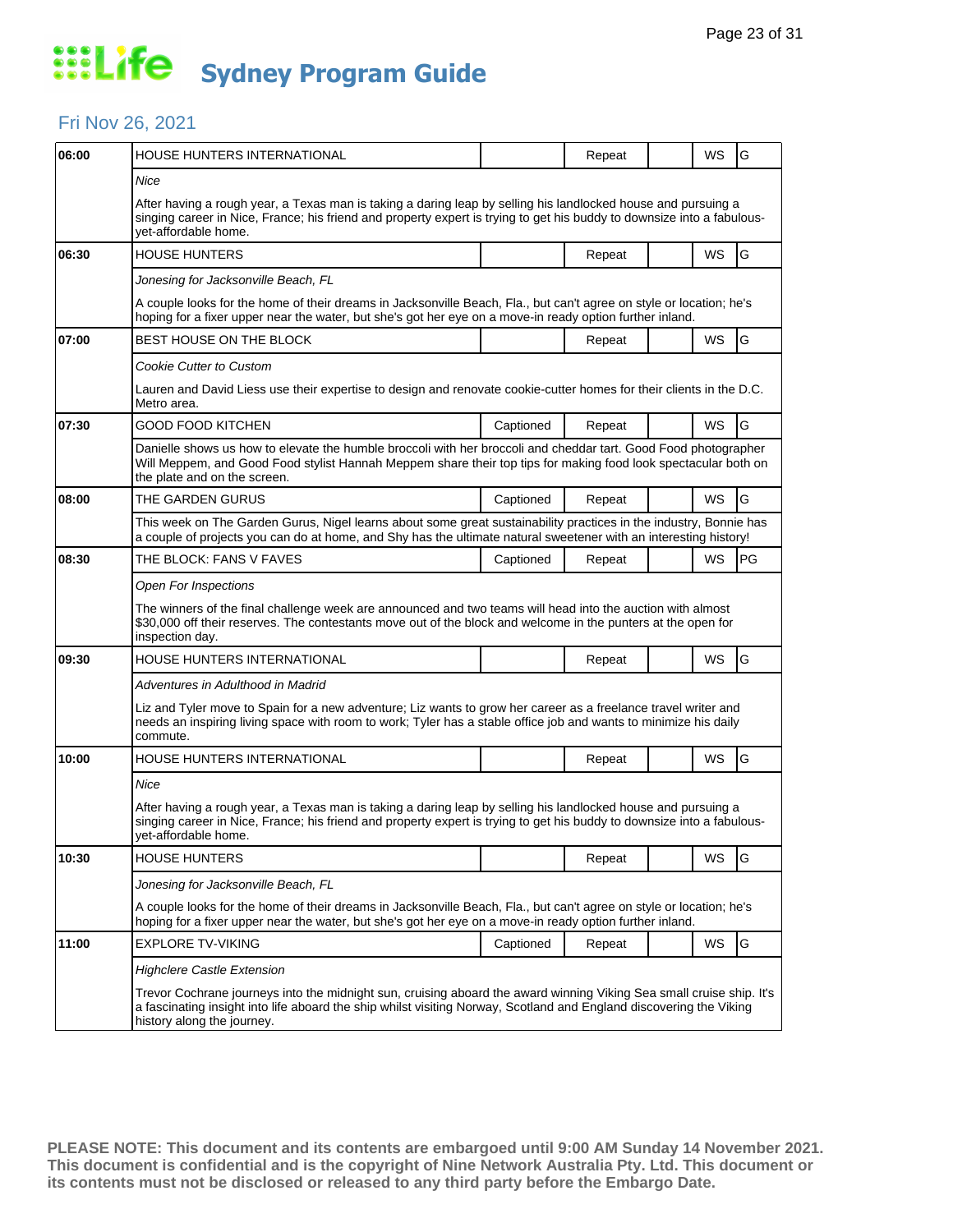# Life Sydney Program Guide

## Fri Nov 26, 2021

| Time | Program | Captioned | Repeat | | WS | Rating |
|---|---|---|---|---|---|---|
| 06:00 | HOUSE HUNTERS INTERNATIONAL | | Repeat | | WS | G |
| | *Nice* | | | | | |
| | After having a rough year, a Texas man is taking a daring leap by selling his landlocked house and pursuing a singing career in Nice, France; his friend and property expert is trying to get his buddy to downsize into a fabulous-yet-affordable home. | | | | | |
| 06:30 | HOUSE HUNTERS | | Repeat | | WS | G |
| | *Jonesing for Jacksonville Beach, FL* | | | | | |
| | A couple looks for the home of their dreams in Jacksonville Beach, Fla., but can't agree on style or location; he's hoping for a fixer upper near the water, but she's got her eye on a move-in ready option further inland. | | | | | |
| 07:00 | BEST HOUSE ON THE BLOCK | | Repeat | | WS | G |
| | *Cookie Cutter to Custom* | | | | | |
| | Lauren and David Liess use their expertise to design and renovate cookie-cutter homes for their clients in the D.C. Metro area. | | | | | |
| 07:30 | GOOD FOOD KITCHEN | Captioned | Repeat | | WS | G |
| | Danielle shows us how to elevate the humble broccoli with her broccoli and cheddar tart. Good Food photographer Will Meppem, and Good Food stylist Hannah Meppem share their top tips for making food look spectacular both on the plate and on the screen. | | | | | |
| 08:00 | THE GARDEN GURUS | Captioned | Repeat | | WS | G |
| | This week on The Garden Gurus, Nigel learns about some great sustainability practices in the industry, Bonnie has a couple of projects you can do at home, and Shy has the ultimate natural sweetener with an interesting history! | | | | | |
| 08:30 | THE BLOCK: FANS V FAVES | Captioned | Repeat | | WS | PG |
| | *Open For Inspections* | | | | | |
| | The winners of the final challenge week are announced and two teams will head into the auction with almost $30,000 off their reserves. The contestants move out of the block and welcome in the punters at the open for inspection day. | | | | | |
| 09:30 | HOUSE HUNTERS INTERNATIONAL | | Repeat | | WS | G |
| | *Adventures in Adulthood in Madrid* | | | | | |
| | Liz and Tyler move to Spain for a new adventure; Liz wants to grow her career as a freelance travel writer and needs an inspiring living space with room to work; Tyler has a stable office job and wants to minimize his daily commute. | | | | | |
| 10:00 | HOUSE HUNTERS INTERNATIONAL | | Repeat | | WS | G |
| | *Nice* | | | | | |
| | After having a rough year, a Texas man is taking a daring leap by selling his landlocked house and pursuing a singing career in Nice, France; his friend and property expert is trying to get his buddy to downsize into a fabulous-yet-affordable home. | | | | | |
| 10:30 | HOUSE HUNTERS | | Repeat | | WS | G |
| | *Jonesing for Jacksonville Beach, FL* | | | | | |
| | A couple looks for the home of their dreams in Jacksonville Beach, Fla., but can't agree on style or location; he's hoping for a fixer upper near the water, but she's got her eye on a move-in ready option further inland. | | | | | |
| 11:00 | EXPLORE TV-VIKING | Captioned | Repeat | | WS | G |
| | *Highclere Castle Extension* | | | | | |
| | Trevor Cochrane journeys into the midnight sun, cruising aboard the award winning Viking Sea small cruise ship. It's a fascinating insight into life aboard the ship whilst visiting Norway, Scotland and England discovering the Viking history along the journey. | | | | | |

**PLEASE NOTE: This document and its contents are embargoed until 9:00 AM Sunday 14 November 2021. This document is confidential and is the copyright of Nine Network Australia Pty. Ltd. This document or its contents must not be disclosed or released to any third party before the Embargo Date.**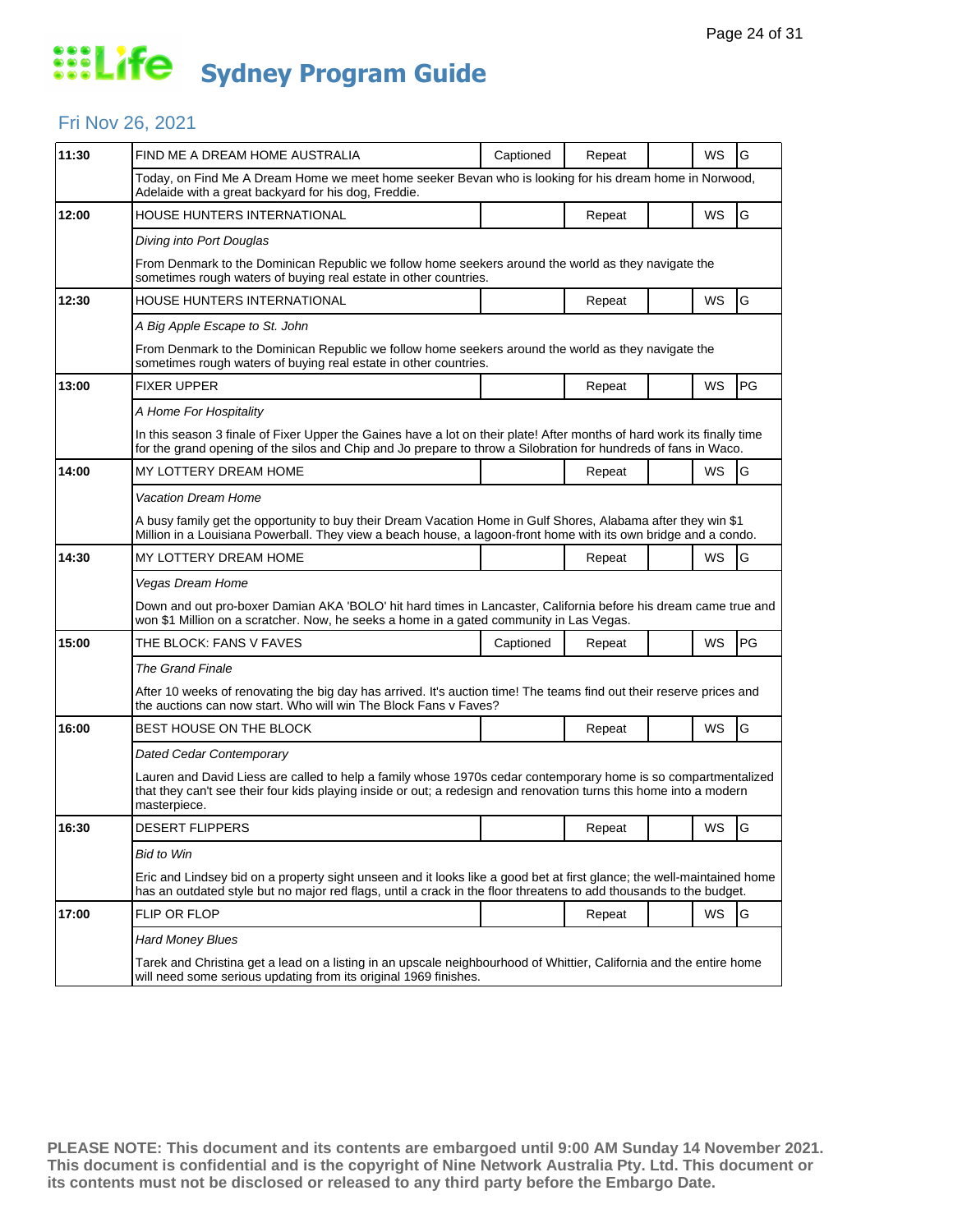# Life Sydney Program Guide

## Fri Nov 26, 2021

| Time | Program | Captioned | Repeat | | WS | Rating |
|---|---|---|---|---|---|---|
| 11:30 | FIND ME A DREAM HOME AUSTRALIA | Captioned | Repeat | | WS | G |
| | Today, on Find Me A Dream Home we meet home seeker Bevan who is looking for his dream home in Norwood, Adelaide with a great backyard for his dog, Freddie. | | | | | |
| 12:00 | HOUSE HUNTERS INTERNATIONAL | | Repeat | | WS | G |
| | *Diving into Port Douglas*<br><br>From Denmark to the Dominican Republic we follow home seekers around the world as they navigate the sometimes rough waters of buying real estate in other countries. | | | | | |
| 12:30 | HOUSE HUNTERS INTERNATIONAL | | Repeat | | WS | G |
| | *A Big Apple Escape to St. John*<br><br>From Denmark to the Dominican Republic we follow home seekers around the world as they navigate the sometimes rough waters of buying real estate in other countries. | | | | | |
| 13:00 | FIXER UPPER | | Repeat | | WS | PG |
| | *A Home For Hospitality*<br><br>In this season 3 finale of Fixer Upper the Gaines have a lot on their plate! After months of hard work its finally time for the grand opening of the silos and Chip and Jo prepare to throw a Silobration for hundreds of fans in Waco. | | | | | |
| 14:00 | MY LOTTERY DREAM HOME | | Repeat | | WS | G |
| | *Vacation Dream Home*<br><br>A busy family get the opportunity to buy their Dream Vacation Home in Gulf Shores, Alabama after they win $1 Million in a Louisiana Powerball. They view a beach house, a lagoon-front home with its own bridge and a condo. | | | | | |
| 14:30 | MY LOTTERY DREAM HOME | | Repeat | | WS | G |
| | *Vegas Dream Home*<br><br>Down and out pro-boxer Damian AKA 'BOLO' hit hard times in Lancaster, California before his dream came true and won $1 Million on a scratcher. Now, he seeks a home in a gated community in Las Vegas. | | | | | |
| 15:00 | THE BLOCK: FANS V FAVES | Captioned | Repeat | | WS | PG |
| | *The Grand Finale*<br><br>After 10 weeks of renovating the big day has arrived. It's auction time! The teams find out their reserve prices and the auctions can now start. Who will win The Block Fans v Faves? | | | | | |
| 16:00 | BEST HOUSE ON THE BLOCK | | Repeat | | WS | G |
| | *Dated Cedar Contemporary*<br><br>Lauren and David Liess are called to help a family whose 1970s cedar contemporary home is so compartmentalized that they can't see their four kids playing inside or out; a redesign and renovation turns this home into a modern masterpiece. | | | | | |
| 16:30 | DESERT FLIPPERS | | Repeat | | WS | G |
| | *Bid to Win*<br><br>Eric and Lindsey bid on a property sight unseen and it looks like a good bet at first glance; the well-maintained home has an outdated style but no major red flags, until a crack in the floor threatens to add thousands to the budget. | | | | | |
| 17:00 | FLIP OR FLOP | | Repeat | | WS | G |
| | *Hard Money Blues*<br><br>Tarek and Christina get a lead on a listing in an upscale neighbourhood of Whittier, California and the entire home will need some serious updating from its original 1969 finishes. | | | | | |

**PLEASE NOTE: This document and its contents are embargoed until 9:00 AM Sunday 14 November 2021. This document is confidential and is the copyright of Nine Network Australia Pty. Ltd. This document or its contents must not be disclosed or released to any third party before the Embargo Date.**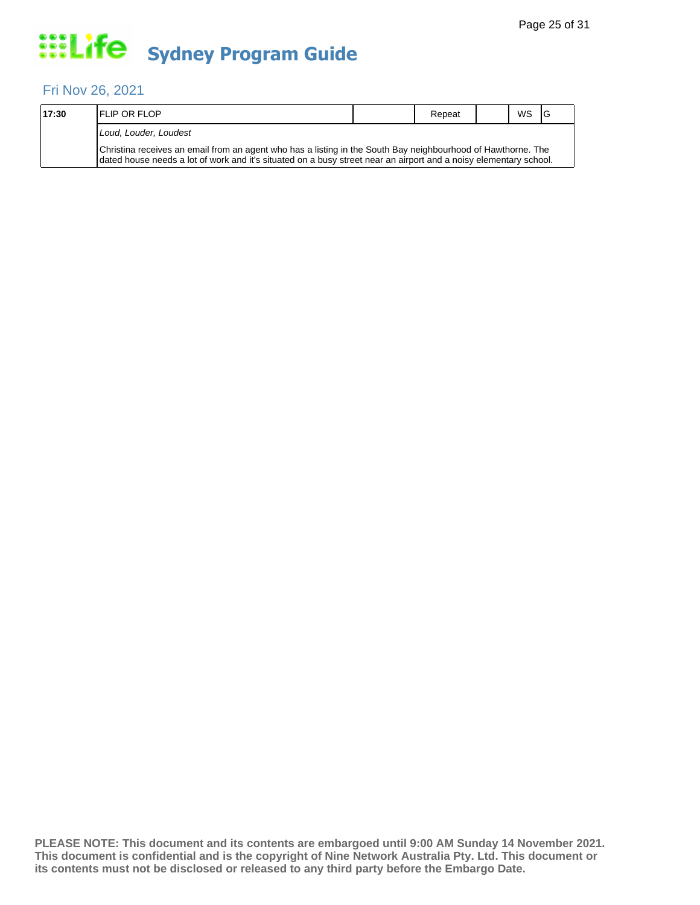# Life Sydney Program Guide

## Fri Nov 26, 2021

| 17:30 | FLIP OR FLOP | | Repeat | | WS | G |
|---|---|---|---|---|---|---|
| | *Loud, Louder, Loudest* | | | | | |
| | Christina receives an email from an agent who has a listing in the South Bay neighbourhood of Hawthorne. The dated house needs a lot of work and it's situated on a busy street near an airport and a noisy elementary school. | | | | | |

**PLEASE NOTE: This document and its contents are embargoed until 9:00 AM Sunday 14 November 2021. This document is confidential and is the copyright of Nine Network Australia Pty. Ltd. This document or its contents must not be disclosed or released to any third party before the Embargo Date.**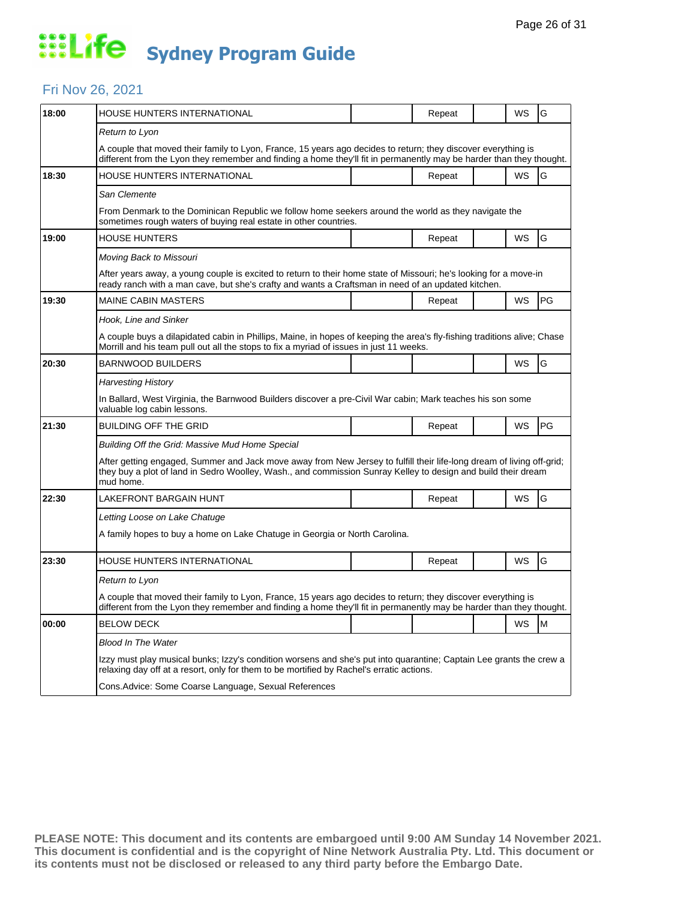# Life Sydney Program Guide

## Fri Nov 26, 2021

| Time | Program | | Repeat | | WS | Rating |
|---|---|---|---|---|---|---|
| 18:00 | HOUSE HUNTERS INTERNATIONAL | | Repeat | | WS | G |
| | *Return to Lyon* | | | | | |
| | A couple that moved their family to Lyon, France, 15 years ago decides to return; they discover everything is different from the Lyon they remember and finding a home they'll fit in permanently may be harder than they thought. | | | | | |
| 18:30 | HOUSE HUNTERS INTERNATIONAL | | Repeat | | WS | G |
| | *San Clemente* | | | | | |
| | From Denmark to the Dominican Republic we follow home seekers around the world as they navigate the sometimes rough waters of buying real estate in other countries. | | | | | |
| 19:00 | HOUSE HUNTERS | | Repeat | | WS | G |
| | *Moving Back to Missouri* | | | | | |
| | After years away, a young couple is excited to return to their home state of Missouri; he's looking for a move-in ready ranch with a man cave, but she's crafty and wants a Craftsman in need of an updated kitchen. | | | | | |
| 19:30 | MAINE CABIN MASTERS | | Repeat | | WS | PG |
| | *Hook, Line and Sinker* | | | | | |
| | A couple buys a dilapidated cabin in Phillips, Maine, in hopes of keeping the area's fly-fishing traditions alive; Chase Morrill and his team pull out all the stops to fix a myriad of issues in just 11 weeks. | | | | | |
| 20:30 | BARNWOOD BUILDERS | | | | WS | G |
| | *Harvesting History* | | | | | |
| | In Ballard, West Virginia, the Barnwood Builders discover a pre-Civil War cabin; Mark teaches his son some valuable log cabin lessons. | | | | | |
| 21:30 | BUILDING OFF THE GRID | | Repeat | | WS | PG |
| | *Building Off the Grid: Massive Mud Home Special* | | | | | |
| | After getting engaged, Summer and Jack move away from New Jersey to fulfill their life-long dream of living off-grid; they buy a plot of land in Sedro Woolley, Wash., and commission Sunray Kelley to design and build their dream mud home. | | | | | |
| 22:30 | LAKEFRONT BARGAIN HUNT | | Repeat | | WS | G |
| | *Letting Loose on Lake Chatuge* | | | | | |
| | A family hopes to buy a home on Lake Chatuge in Georgia or North Carolina. | | | | | |
| 23:30 | HOUSE HUNTERS INTERNATIONAL | | Repeat | | WS | G |
| | *Return to Lyon* | | | | | |
| | A couple that moved their family to Lyon, France, 15 years ago decides to return; they discover everything is different from the Lyon they remember and finding a home they'll fit in permanently may be harder than they thought. | | | | | |
| 00:00 | BELOW DECK | | | | WS | M |
| | *Blood In The Water* | | | | | |
| | Izzy must play musical bunks; Izzy's condition worsens and she's put into quarantine; Captain Lee grants the crew a relaxing day off at a resort, only for them to be mortified by Rachel's erratic actions. | | | | | |
| | Cons.Advice: Some Coarse Language, Sexual References | | | | | |

**PLEASE NOTE: This document and its contents are embargoed until 9:00 AM Sunday 14 November 2021. This document is confidential and is the copyright of Nine Network Australia Pty. Ltd. This document or its contents must not be disclosed or released to any third party before the Embargo Date.**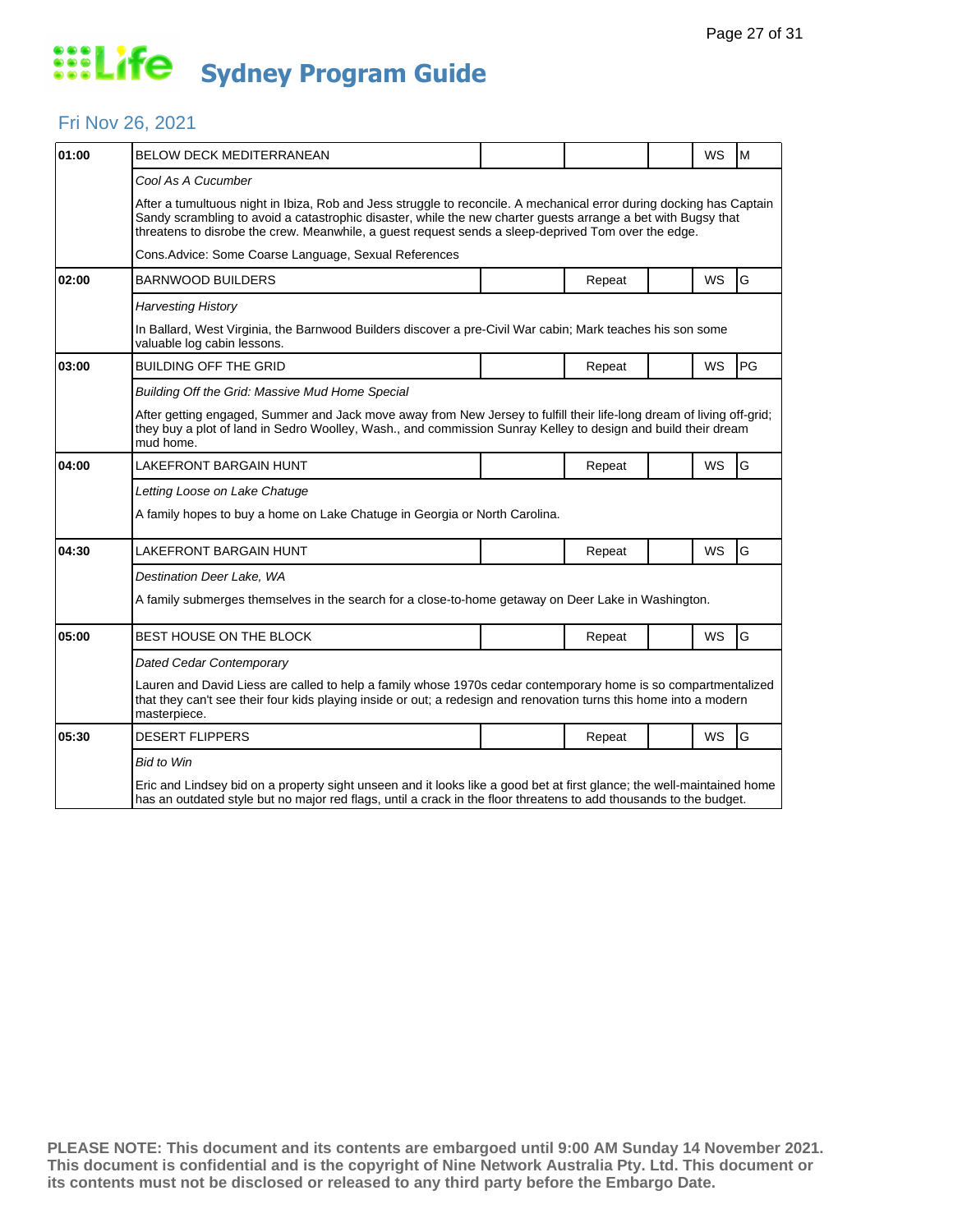# Life Sydney Program Guide

## Fri Nov 26, 2021

| Time | Program | | | | | |
|---|---|---|---|---|---|---|
| 01:00 | BELOW DECK MEDITERRANEAN | | | | WS | M |
| | *Cool As A Cucumber* | | | | | |
| | After a tumultuous night in Ibiza, Rob and Jess struggle to reconcile. A mechanical error during docking has Captain Sandy scrambling to avoid a catastrophic disaster, while the new charter guests arrange a bet with Bugsy that threatens to disrobe the crew. Meanwhile, a guest request sends a sleep-deprived Tom over the edge. | | | | | |
| | Cons.Advice: Some Coarse Language, Sexual References | | | | | |
| 02:00 | BARNWOOD BUILDERS | | Repeat | | WS | G |
| | *Harvesting History* | | | | | |
| | In Ballard, West Virginia, the Barnwood Builders discover a pre-Civil War cabin; Mark teaches his son some valuable log cabin lessons. | | | | | |
| 03:00 | BUILDING OFF THE GRID | | Repeat | | WS | PG |
| | *Building Off the Grid: Massive Mud Home Special* | | | | | |
| | After getting engaged, Summer and Jack move away from New Jersey to fulfill their life-long dream of living off-grid; they buy a plot of land in Sedro Woolley, Wash., and commission Sunray Kelley to design and build their dream mud home. | | | | | |
| 04:00 | LAKEFRONT BARGAIN HUNT | | Repeat | | WS | G |
| | *Letting Loose on Lake Chatuge* | | | | | |
| | A family hopes to buy a home on Lake Chatuge in Georgia or North Carolina. | | | | | |
| 04:30 | LAKEFRONT BARGAIN HUNT | | Repeat | | WS | G |
| | *Destination Deer Lake, WA* | | | | | |
| | A family submerges themselves in the search for a close-to-home getaway on Deer Lake in Washington. | | | | | |
| 05:00 | BEST HOUSE ON THE BLOCK | | Repeat | | WS | G |
| | *Dated Cedar Contemporary* | | | | | |
| | Lauren and David Liess are called to help a family whose 1970s cedar contemporary home is so compartmentalized that they can't see their four kids playing inside or out; a redesign and renovation turns this home into a modern masterpiece. | | | | | |
| 05:30 | DESERT FLIPPERS | | Repeat | | WS | G |
| | *Bid to Win* | | | | | |
| | Eric and Lindsey bid on a property sight unseen and it looks like a good bet at first glance; the well-maintained home has an outdated style but no major red flags, until a crack in the floor threatens to add thousands to the budget. | | | | | |

**PLEASE NOTE: This document and its contents are embargoed until 9:00 AM Sunday 14 November 2021. This document is confidential and is the copyright of Nine Network Australia Pty. Ltd. This document or its contents must not be disclosed or released to any third party before the Embargo Date.**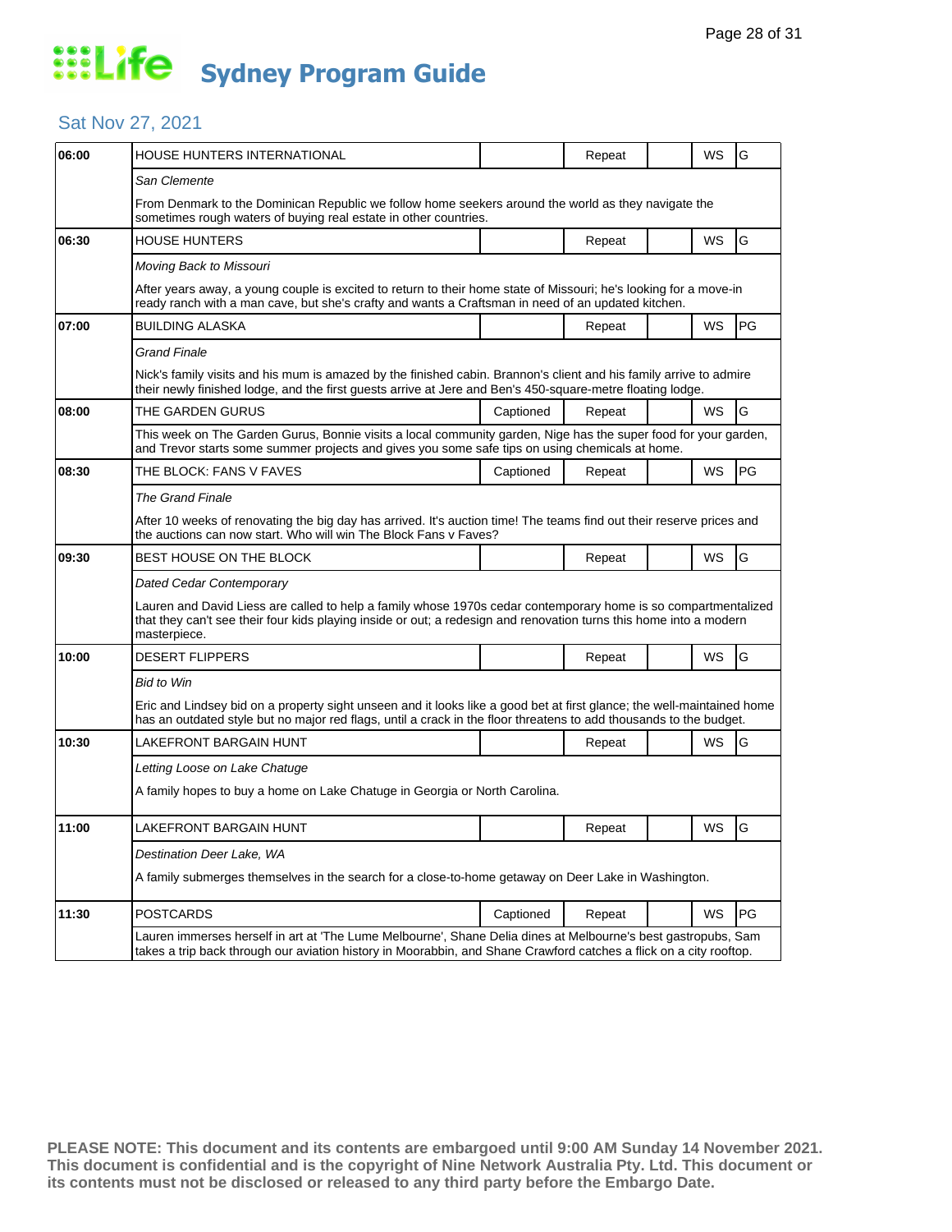# Life Sydney Program Guide

## Sat Nov 27, 2021

| Time | Program | Captioned | Repeat | | WS | Rating |
|---|---|---|---|---|---|---|
| 06:00 | HOUSE HUNTERS INTERNATIONAL | | Repeat | | WS | G |
| | *San Clemente* | | | | | |
| | From Denmark to the Dominican Republic we follow home seekers around the world as they navigate the sometimes rough waters of buying real estate in other countries. | | | | | |
| 06:30 | HOUSE HUNTERS | | Repeat | | WS | G |
| | *Moving Back to Missouri* | | | | | |
| | After years away, a young couple is excited to return to their home state of Missouri; he's looking for a move-in ready ranch with a man cave, but she's crafty and wants a Craftsman in need of an updated kitchen. | | | | | |
| 07:00 | BUILDING ALASKA | | Repeat | | WS | PG |
| | *Grand Finale* | | | | | |
| | Nick's family visits and his mum is amazed by the finished cabin. Brannon's client and his family arrive to admire their newly finished lodge, and the first guests arrive at Jere and Ben's 450-square-metre floating lodge. | | | | | |
| 08:00 | THE GARDEN GURUS | Captioned | Repeat | | WS | G |
| | This week on The Garden Gurus, Bonnie visits a local community garden, Nige has the super food for your garden, and Trevor starts some summer projects and gives you some safe tips on using chemicals at home. | | | | | |
| 08:30 | THE BLOCK: FANS V FAVES | Captioned | Repeat | | WS | PG |
| | *The Grand Finale* | | | | | |
| | After 10 weeks of renovating the big day has arrived. It's auction time! The teams find out their reserve prices and the auctions can now start. Who will win The Block Fans v Faves? | | | | | |
| 09:30 | BEST HOUSE ON THE BLOCK | | Repeat | | WS | G |
| | *Dated Cedar Contemporary* | | | | | |
| | Lauren and David Liess are called to help a family whose 1970s cedar contemporary home is so compartmentalized that they can't see their four kids playing inside or out; a redesign and renovation turns this home into a modern masterpiece. | | | | | |
| 10:00 | DESERT FLIPPERS | | Repeat | | WS | G |
| | *Bid to Win* | | | | | |
| | Eric and Lindsey bid on a property sight unseen and it looks like a good bet at first glance; the well-maintained home has an outdated style but no major red flags, until a crack in the floor threatens to add thousands to the budget. | | | | | |
| 10:30 | LAKEFRONT BARGAIN HUNT | | Repeat | | WS | G |
| | *Letting Loose on Lake Chatuge* | | | | | |
| | A family hopes to buy a home on Lake Chatuge in Georgia or North Carolina. | | | | | |
| 11:00 | LAKEFRONT BARGAIN HUNT | | Repeat | | WS | G |
| | *Destination Deer Lake, WA* | | | | | |
| | A family submerges themselves in the search for a close-to-home getaway on Deer Lake in Washington. | | | | | |
| 11:30 | POSTCARDS | Captioned | Repeat | | WS | PG |
| | Lauren immerses herself in art at 'The Lume Melbourne', Shane Delia dines at Melbourne's best gastropubs, Sam takes a trip back through our aviation history in Moorabbin, and Shane Crawford catches a flick on a city rooftop. | | | | | |

**PLEASE NOTE: This document and its contents are embargoed until 9:00 AM Sunday 14 November 2021. This document is confidential and is the copyright of Nine Network Australia Pty. Ltd. This document or its contents must not be disclosed or released to any third party before the Embargo Date.**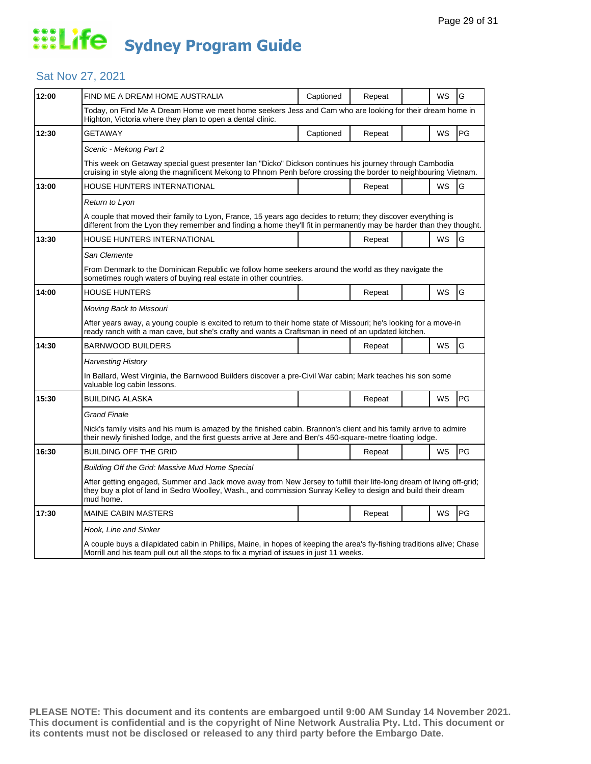# Life Sydney Program Guide

## Sat Nov 27, 2021

| Time | Program | Captioned | Repeat | | WS | Rating |
|---|---|---|---|---|---|---|
| 12:00 | FIND ME A DREAM HOME AUSTRALIA | Captioned | Repeat | | WS | G |
| | Today, on Find Me A Dream Home we meet home seekers Jess and Cam who are looking for their dream home in Highton, Victoria where they plan to open a dental clinic. | | | | | |
| 12:30 | GETAWAY | Captioned | Repeat | | WS | PG |
| | *Scenic - Mekong Part 2* | | | | | |
| | This week on Getaway special guest presenter Ian "Dicko" Dickson continues his journey through Cambodia cruising in style along the magnificent Mekong to Phnom Penh before crossing the border to neighbouring Vietnam. | | | | | |
| 13:00 | HOUSE HUNTERS INTERNATIONAL | | Repeat | | WS | G |
| | *Return to Lyon* | | | | | |
| | A couple that moved their family to Lyon, France, 15 years ago decides to return; they discover everything is different from the Lyon they remember and finding a home they'll fit in permanently may be harder than they thought. | | | | | |
| 13:30 | HOUSE HUNTERS INTERNATIONAL | | Repeat | | WS | G |
| | *San Clemente* | | | | | |
| | From Denmark to the Dominican Republic we follow home seekers around the world as they navigate the sometimes rough waters of buying real estate in other countries. | | | | | |
| 14:00 | HOUSE HUNTERS | | Repeat | | WS | G |
| | *Moving Back to Missouri* | | | | | |
| | After years away, a young couple is excited to return to their home state of Missouri; he's looking for a move-in ready ranch with a man cave, but she's crafty and wants a Craftsman in need of an updated kitchen. | | | | | |
| 14:30 | BARNWOOD BUILDERS | | Repeat | | WS | G |
| | *Harvesting History* | | | | | |
| | In Ballard, West Virginia, the Barnwood Builders discover a pre-Civil War cabin; Mark teaches his son some valuable log cabin lessons. | | | | | |
| 15:30 | BUILDING ALASKA | | Repeat | | WS | PG |
| | *Grand Finale* | | | | | |
| | Nick's family visits and his mum is amazed by the finished cabin. Brannon's client and his family arrive to admire their newly finished lodge, and the first guests arrive at Jere and Ben's 450-square-metre floating lodge. | | | | | |
| 16:30 | BUILDING OFF THE GRID | | Repeat | | WS | PG |
| | *Building Off the Grid: Massive Mud Home Special* | | | | | |
| | After getting engaged, Summer and Jack move away from New Jersey to fulfill their life-long dream of living off-grid; they buy a plot of land in Sedro Woolley, Wash., and commission Sunray Kelley to design and build their dream mud home. | | | | | |
| 17:30 | MAINE CABIN MASTERS | | Repeat | | WS | PG |
| | *Hook, Line and Sinker* | | | | | |
| | A couple buys a dilapidated cabin in Phillips, Maine, in hopes of keeping the area's fly-fishing traditions alive; Chase Morrill and his team pull out all the stops to fix a myriad of issues in just 11 weeks. | | | | | |

**PLEASE NOTE: This document and its contents are embargoed until 9:00 AM Sunday 14 November 2021. This document is confidential and is the copyright of Nine Network Australia Pty. Ltd. This document or its contents must not be disclosed or released to any third party before the Embargo Date.**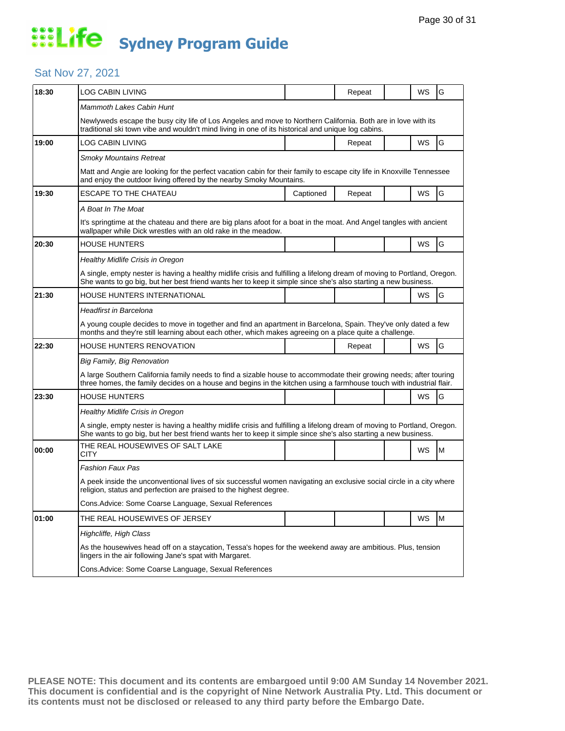# Life Sydney Program Guide

## Sat Nov 27, 2021

| Time | Program | Captioned | Repeat | | WS | Rating |
|---|---|---|---|---|---|---|
| 18:30 | LOG CABIN LIVING | | Repeat | | WS | G |
| | *Mammoth Lakes Cabin Hunt* | | | | | |
| | Newlyweds escape the busy city life of Los Angeles and move to Northern California. Both are in love with its traditional ski town vibe and wouldn't mind living in one of its historical and unique log cabins. | | | | | |
| 19:00 | LOG CABIN LIVING | | Repeat | | WS | G |
| | *Smoky Mountains Retreat* | | | | | |
| | Matt and Angie are looking for the perfect vacation cabin for their family to escape city life in Knoxville Tennessee and enjoy the outdoor living offered by the nearby Smoky Mountains. | | | | | |
| 19:30 | ESCAPE TO THE CHATEAU | Captioned | Repeat | | WS | G |
| | *A Boat In The Moat* | | | | | |
| | It's springtime at the chateau and there are big plans afoot for a boat in the moat. And Angel tangles with ancient wallpaper while Dick wrestles with an old rake in the meadow. | | | | | |
| 20:30 | HOUSE HUNTERS | | | | WS | G |
| | *Healthy Midlife Crisis in Oregon* | | | | | |
| | A single, empty nester is having a healthy midlife crisis and fulfilling a lifelong dream of moving to Portland, Oregon. She wants to go big, but her best friend wants her to keep it simple since she's also starting a new business. | | | | | |
| 21:30 | HOUSE HUNTERS INTERNATIONAL | | | | WS | G |
| | *Headfirst in Barcelona* | | | | | |
| | A young couple decides to move in together and find an apartment in Barcelona, Spain. They've only dated a few months and they're still learning about each other, which makes agreeing on a place quite a challenge. | | | | | |
| 22:30 | HOUSE HUNTERS RENOVATION | | Repeat | | WS | G |
| | *Big Family, Big Renovation* | | | | | |
| | A large Southern California family needs to find a sizable house to accommodate their growing needs; after touring three homes, the family decides on a house and begins in the kitchen using a farmhouse touch with industrial flair. | | | | | |
| 23:30 | HOUSE HUNTERS | | | | WS | G |
| | *Healthy Midlife Crisis in Oregon* | | | | | |
| | A single, empty nester is having a healthy midlife crisis and fulfilling a lifelong dream of moving to Portland, Oregon. She wants to go big, but her best friend wants her to keep it simple since she's also starting a new business. | | | | | |
| 00:00 | THE REAL HOUSEWIVES OF SALT LAKE CITY | | | | WS | M |
| | *Fashion Faux Pas* | | | | | |
| | A peek inside the unconventional lives of six successful women navigating an exclusive social circle in a city where religion, status and perfection are praised to the highest degree. | | | | | |
| | Cons.Advice: Some Coarse Language, Sexual References | | | | | |
| 01:00 | THE REAL HOUSEWIVES OF JERSEY | | | | WS | M |
| | *Highcliffe, High Class* | | | | | |
| | As the housewives head off on a staycation, Tessa's hopes for the weekend away are ambitious. Plus, tension lingers in the air following Jane's spat with Margaret. | | | | | |
| | Cons.Advice: Some Coarse Language, Sexual References | | | | | |

**PLEASE NOTE: This document and its contents are embargoed until 9:00 AM Sunday 14 November 2021. This document is confidential and is the copyright of Nine Network Australia Pty. Ltd. This document or its contents must not be disclosed or released to any third party before the Embargo Date.**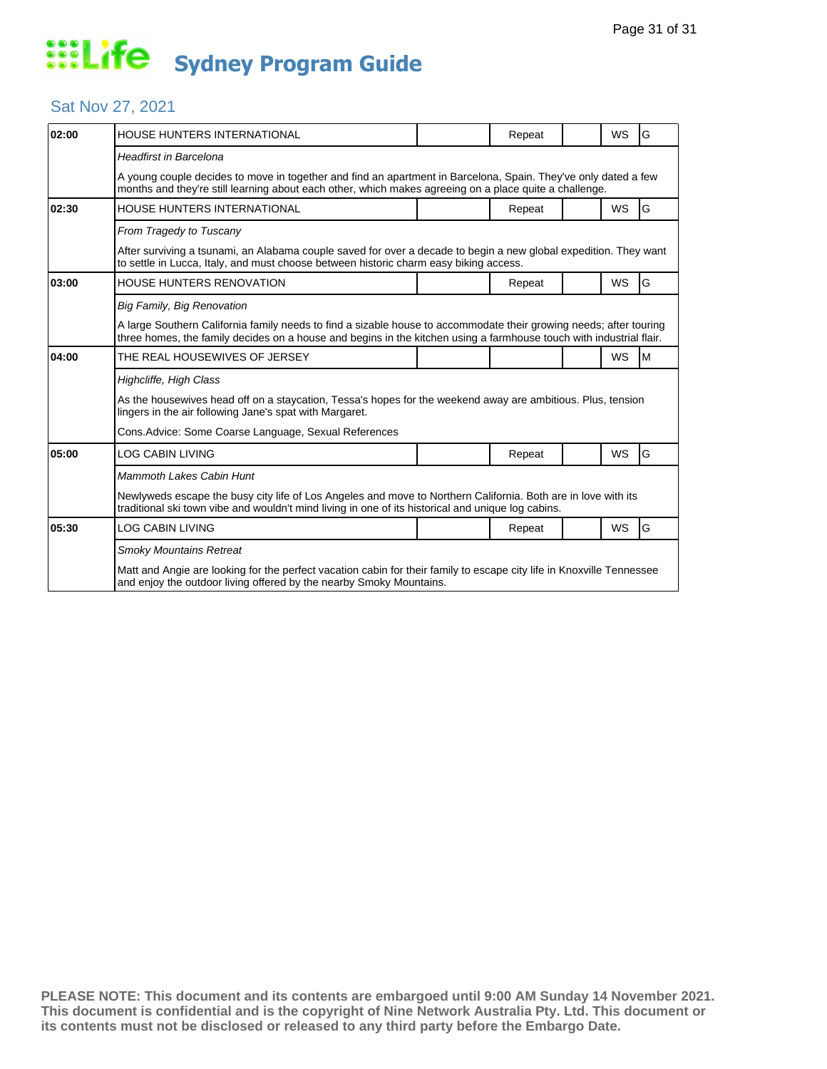# Life Sydney Program Guide

## Sat Nov 27, 2021

| | | | | | | |
|---|---|---|---|---|---|---|
| **02:00** | HOUSE HUNTERS INTERNATIONAL | | Repeat | | WS | G |
| | *Headfirst in Barcelona* | | | | | |
| | A young couple decides to move in together and find an apartment in Barcelona, Spain. They've only dated a few months and they're still learning about each other, which makes agreeing on a place quite a challenge. | | | | | |
| **02:30** | HOUSE HUNTERS INTERNATIONAL | | Repeat | | WS | G |
| | *From Tragedy to Tuscany* | | | | | |
| | After surviving a tsunami, an Alabama couple saved for over a decade to begin a new global expedition. They want to settle in Lucca, Italy, and must choose between historic charm easy biking access. | | | | | |
| **03:00** | HOUSE HUNTERS RENOVATION | | Repeat | | WS | G |
| | *Big Family, Big Renovation* | | | | | |
| | A large Southern California family needs to find a sizable house to accommodate their growing needs; after touring three homes, the family decides on a house and begins in the kitchen using a farmhouse touch with industrial flair. | | | | | |
| **04:00** | THE REAL HOUSEWIVES OF JERSEY | | | | WS | M |
| | *Highcliffe, High Class* | | | | | |
| | As the housewives head off on a staycation, Tessa's hopes for the weekend away are ambitious. Plus, tension lingers in the air following Jane's spat with Margaret. | | | | | |
| | Cons.Advice: Some Coarse Language, Sexual References | | | | | |
| **05:00** | LOG CABIN LIVING | | Repeat | | WS | G |
| | *Mammoth Lakes Cabin Hunt* | | | | | |
| | Newlyweds escape the busy city life of Los Angeles and move to Northern California. Both are in love with its traditional ski town vibe and wouldn't mind living in one of its historical and unique log cabins. | | | | | |
| **05:30** | LOG CABIN LIVING | | Repeat | | WS | G |
| | *Smoky Mountains Retreat* | | | | | |
| | Matt and Angie are looking for the perfect vacation cabin for their family to escape city life in Knoxville Tennessee and enjoy the outdoor living offered by the nearby Smoky Mountains. | | | | | |

**PLEASE NOTE: This document and its contents are embargoed until 9:00 AM Sunday 14 November 2021. This document is confidential and is the copyright of Nine Network Australia Pty. Ltd. This document or its contents must not be disclosed or released to any third party before the Embargo Date.**